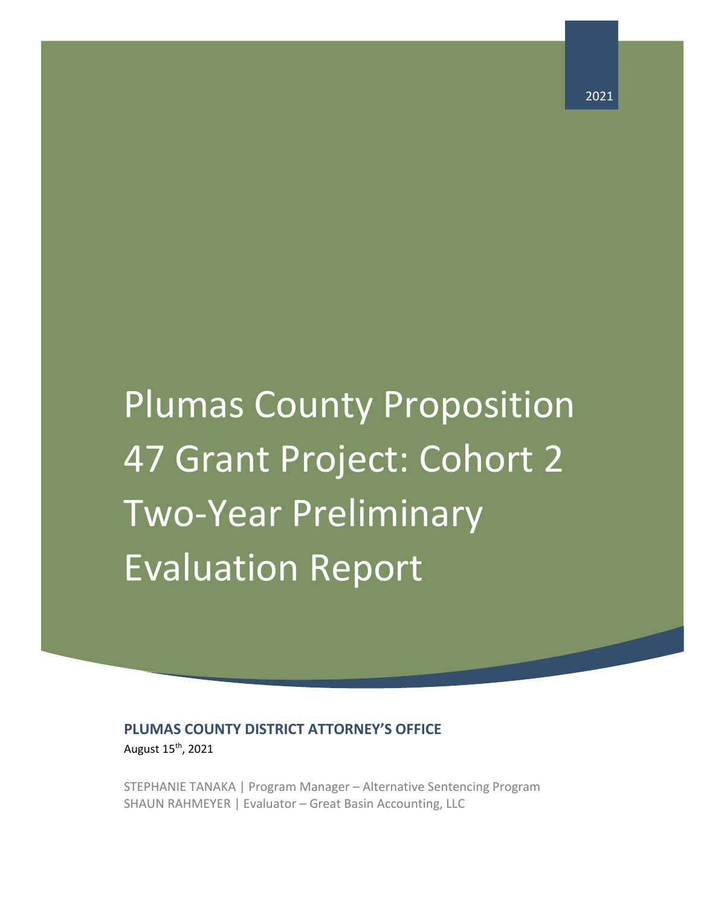2021

# Plumas County Proposition 47 Grant Project: Cohort 2 Two-Year Preliminary Evaluation Report

**PLUMAS COUNTY DISTRICT ATTORNEY'S OFFICE**

August 15th, 2021

STEPHANIE TANAKA | Program Manager – Alternative Sentencing Program
SHAUN RAHMEYER | Evaluator – Great Basin Accounting, LLC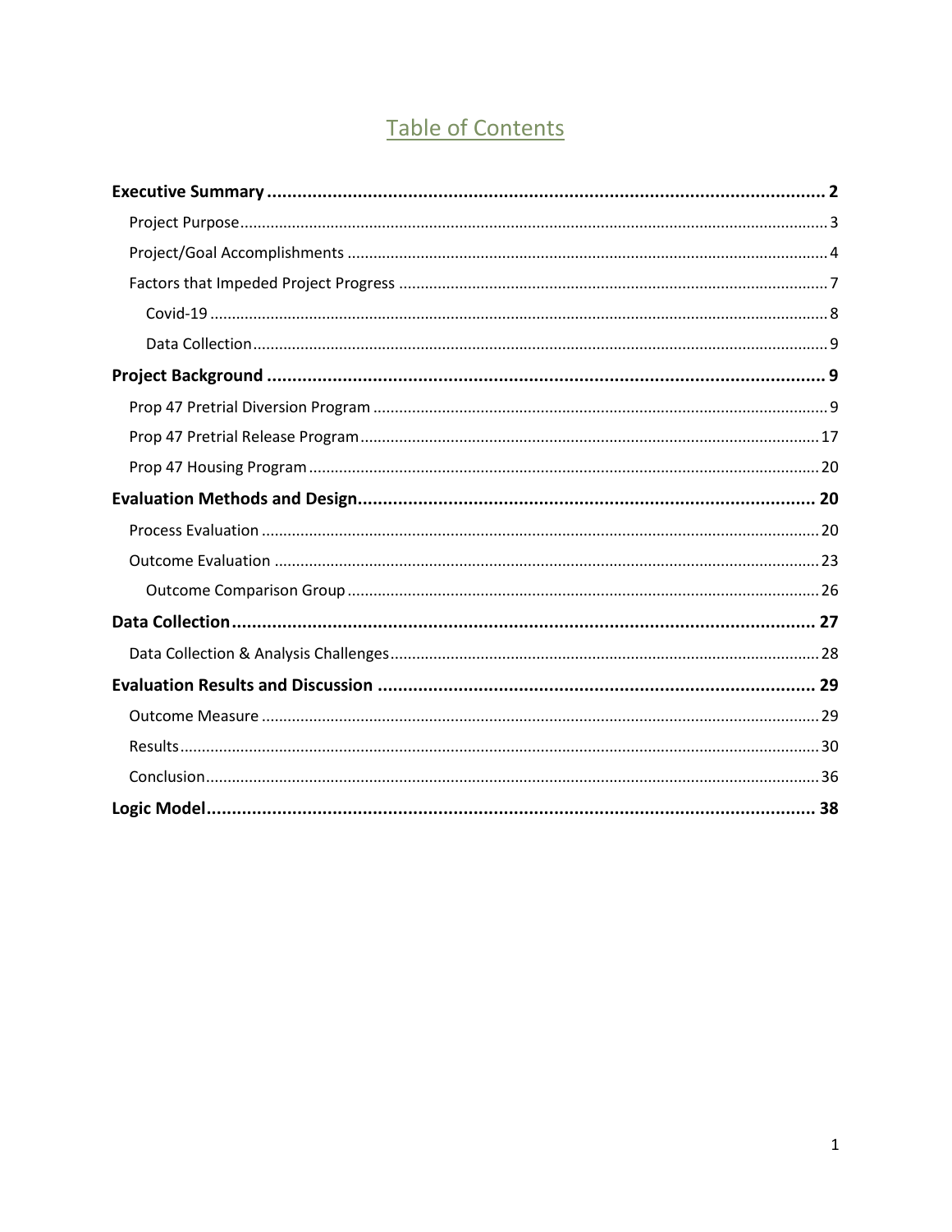# Table of Contents

**Executive Summary ........ 2**

- Project Purpose ........ 3
- Project/Goal Accomplishments ........ 4
- Factors that Impeded Project Progress ........ 7
  - Covid-19 ........ 8
  - Data Collection ........ 9

**Project Background ........ 9**

- Prop 47 Pretrial Diversion Program ........ 9
- Prop 47 Pretrial Release Program ........ 17
- Prop 47 Housing Program ........ 20

**Evaluation Methods and Design ........ 20**

- Process Evaluation ........ 20
- Outcome Evaluation ........ 23
  - Outcome Comparison Group ........ 26

**Data Collection ........ 27**

- Data Collection & Analysis Challenges ........ 28

**Evaluation Results and Discussion ........ 29**

- Outcome Measure ........ 29
- Results ........ 30
- Conclusion ........ 36

**Logic Model ........ 38**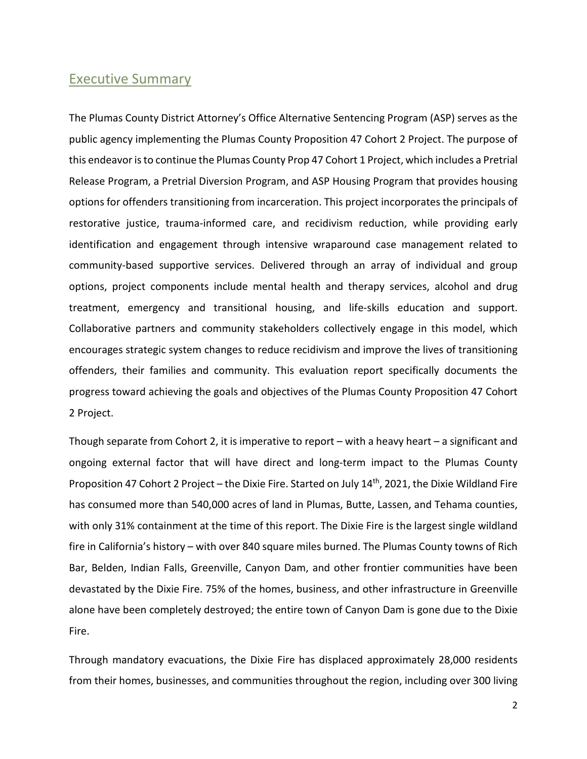## Executive Summary

The Plumas County District Attorney's Office Alternative Sentencing Program (ASP) serves as the public agency implementing the Plumas County Proposition 47 Cohort 2 Project. The purpose of this endeavor is to continue the Plumas County Prop 47 Cohort 1 Project, which includes a Pretrial Release Program, a Pretrial Diversion Program, and ASP Housing Program that provides housing options for offenders transitioning from incarceration. This project incorporates the principals of restorative justice, trauma-informed care, and recidivism reduction, while providing early identification and engagement through intensive wraparound case management related to community-based supportive services. Delivered through an array of individual and group options, project components include mental health and therapy services, alcohol and drug treatment, emergency and transitional housing, and life-skills education and support. Collaborative partners and community stakeholders collectively engage in this model, which encourages strategic system changes to reduce recidivism and improve the lives of transitioning offenders, their families and community. This evaluation report specifically documents the progress toward achieving the goals and objectives of the Plumas County Proposition 47 Cohort 2 Project.

Though separate from Cohort 2, it is imperative to report – with a heavy heart – a significant and ongoing external factor that will have direct and long-term impact to the Plumas County Proposition 47 Cohort 2 Project – the Dixie Fire. Started on July 14th, 2021, the Dixie Wildland Fire has consumed more than 540,000 acres of land in Plumas, Butte, Lassen, and Tehama counties, with only 31% containment at the time of this report. The Dixie Fire is the largest single wildland fire in California's history – with over 840 square miles burned. The Plumas County towns of Rich Bar, Belden, Indian Falls, Greenville, Canyon Dam, and other frontier communities have been devastated by the Dixie Fire. 75% of the homes, business, and other infrastructure in Greenville alone have been completely destroyed; the entire town of Canyon Dam is gone due to the Dixie Fire.

Through mandatory evacuations, the Dixie Fire has displaced approximately 28,000 residents from their homes, businesses, and communities throughout the region, including over 300 living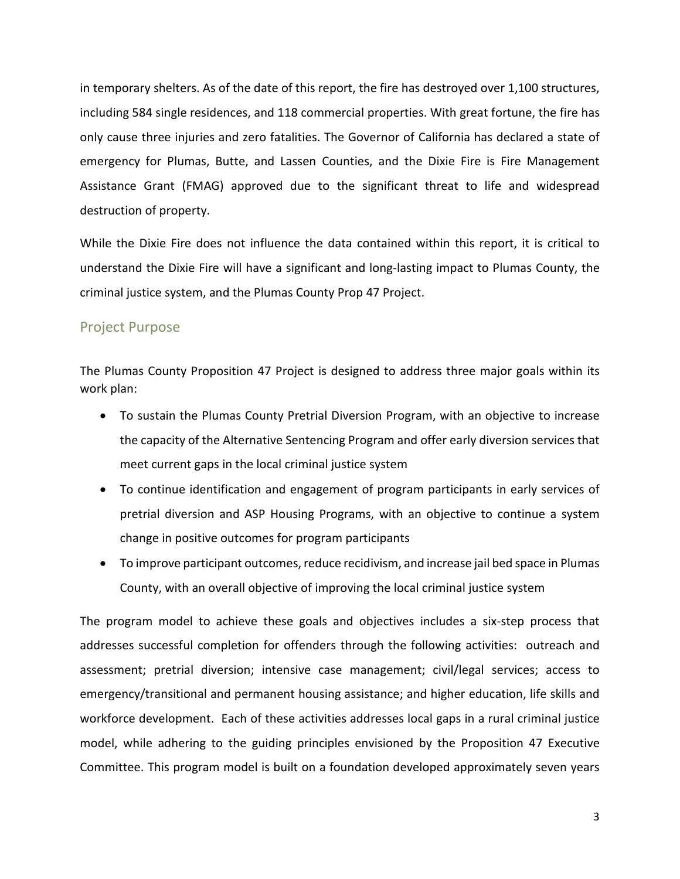in temporary shelters. As of the date of this report, the fire has destroyed over 1,100 structures, including 584 single residences, and 118 commercial properties. With great fortune, the fire has only cause three injuries and zero fatalities. The Governor of California has declared a state of emergency for Plumas, Butte, and Lassen Counties, and the Dixie Fire is Fire Management Assistance Grant (FMAG) approved due to the significant threat to life and widespread destruction of property.

While the Dixie Fire does not influence the data contained within this report, it is critical to understand the Dixie Fire will have a significant and long-lasting impact to Plumas County, the criminal justice system, and the Plumas County Prop 47 Project.

## Project Purpose

The Plumas County Proposition 47 Project is designed to address three major goals within its work plan:

- To sustain the Plumas County Pretrial Diversion Program, with an objective to increase the capacity of the Alternative Sentencing Program and offer early diversion services that meet current gaps in the local criminal justice system
- To continue identification and engagement of program participants in early services of pretrial diversion and ASP Housing Programs, with an objective to continue a system change in positive outcomes for program participants
- To improve participant outcomes, reduce recidivism, and increase jail bed space in Plumas County, with an overall objective of improving the local criminal justice system

The program model to achieve these goals and objectives includes a six-step process that addresses successful completion for offenders through the following activities: outreach and assessment; pretrial diversion; intensive case management; civil/legal services; access to emergency/transitional and permanent housing assistance; and higher education, life skills and workforce development. Each of these activities addresses local gaps in a rural criminal justice model, while adhering to the guiding principles envisioned by the Proposition 47 Executive Committee. This program model is built on a foundation developed approximately seven years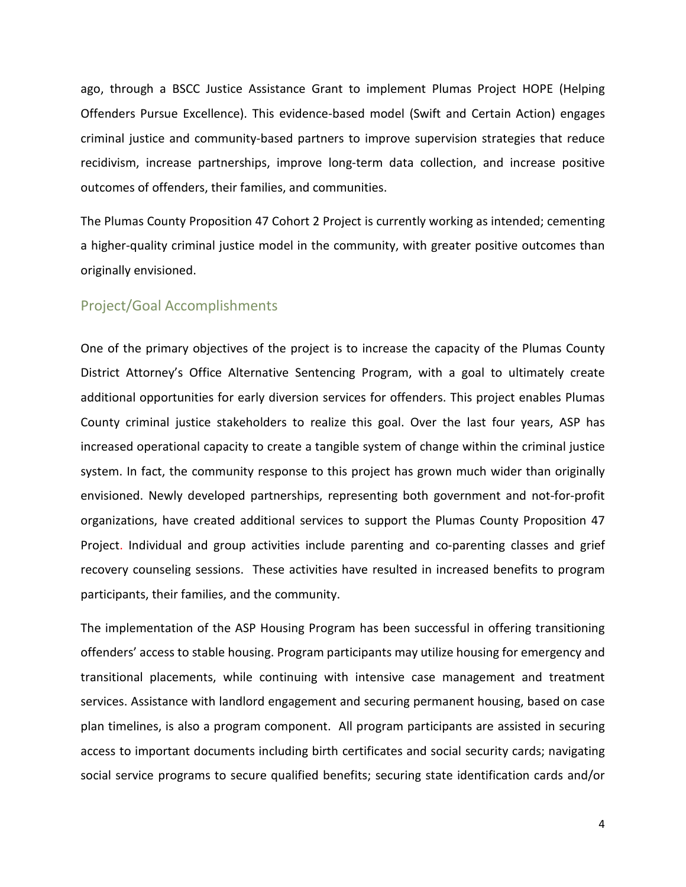ago, through a BSCC Justice Assistance Grant to implement Plumas Project HOPE (Helping Offenders Pursue Excellence). This evidence-based model (Swift and Certain Action) engages criminal justice and community-based partners to improve supervision strategies that reduce recidivism, increase partnerships, improve long-term data collection, and increase positive outcomes of offenders, their families, and communities.

The Plumas County Proposition 47 Cohort 2 Project is currently working as intended; cementing a higher-quality criminal justice model in the community, with greater positive outcomes than originally envisioned.

## Project/Goal Accomplishments

One of the primary objectives of the project is to increase the capacity of the Plumas County District Attorney's Office Alternative Sentencing Program, with a goal to ultimately create additional opportunities for early diversion services for offenders. This project enables Plumas County criminal justice stakeholders to realize this goal. Over the last four years, ASP has increased operational capacity to create a tangible system of change within the criminal justice system. In fact, the community response to this project has grown much wider than originally envisioned. Newly developed partnerships, representing both government and not-for-profit organizations, have created additional services to support the Plumas County Proposition 47 Project. Individual and group activities include parenting and co-parenting classes and grief recovery counseling sessions. These activities have resulted in increased benefits to program participants, their families, and the community.

The implementation of the ASP Housing Program has been successful in offering transitioning offenders' access to stable housing. Program participants may utilize housing for emergency and transitional placements, while continuing with intensive case management and treatment services. Assistance with landlord engagement and securing permanent housing, based on case plan timelines, is also a program component. All program participants are assisted in securing access to important documents including birth certificates and social security cards; navigating social service programs to secure qualified benefits; securing state identification cards and/or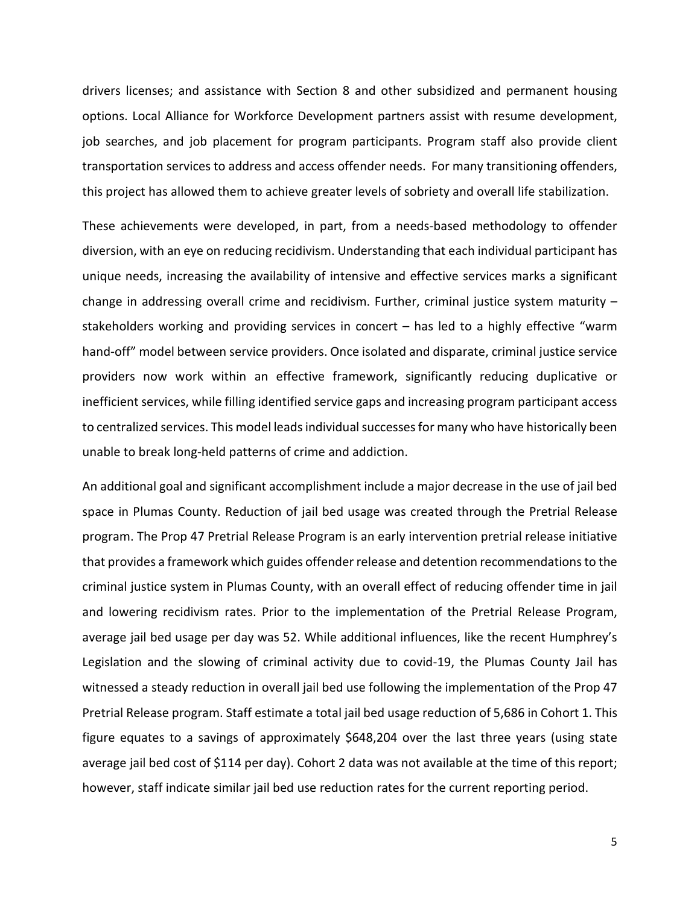drivers licenses; and assistance with Section 8 and other subsidized and permanent housing options. Local Alliance for Workforce Development partners assist with resume development, job searches, and job placement for program participants. Program staff also provide client transportation services to address and access offender needs. For many transitioning offenders, this project has allowed them to achieve greater levels of sobriety and overall life stabilization.

These achievements were developed, in part, from a needs-based methodology to offender diversion, with an eye on reducing recidivism. Understanding that each individual participant has unique needs, increasing the availability of intensive and effective services marks a significant change in addressing overall crime and recidivism. Further, criminal justice system maturity – stakeholders working and providing services in concert – has led to a highly effective "warm hand-off" model between service providers. Once isolated and disparate, criminal justice service providers now work within an effective framework, significantly reducing duplicative or inefficient services, while filling identified service gaps and increasing program participant access to centralized services. This model leads individual successes for many who have historically been unable to break long-held patterns of crime and addiction.

An additional goal and significant accomplishment include a major decrease in the use of jail bed space in Plumas County. Reduction of jail bed usage was created through the Pretrial Release program. The Prop 47 Pretrial Release Program is an early intervention pretrial release initiative that provides a framework which guides offender release and detention recommendations to the criminal justice system in Plumas County, with an overall effect of reducing offender time in jail and lowering recidivism rates. Prior to the implementation of the Pretrial Release Program, average jail bed usage per day was 52. While additional influences, like the recent Humphrey's Legislation and the slowing of criminal activity due to covid-19, the Plumas County Jail has witnessed a steady reduction in overall jail bed use following the implementation of the Prop 47 Pretrial Release program. Staff estimate a total jail bed usage reduction of 5,686 in Cohort 1. This figure equates to a savings of approximately $648,204 over the last three years (using state average jail bed cost of $114 per day). Cohort 2 data was not available at the time of this report; however, staff indicate similar jail bed use reduction rates for the current reporting period.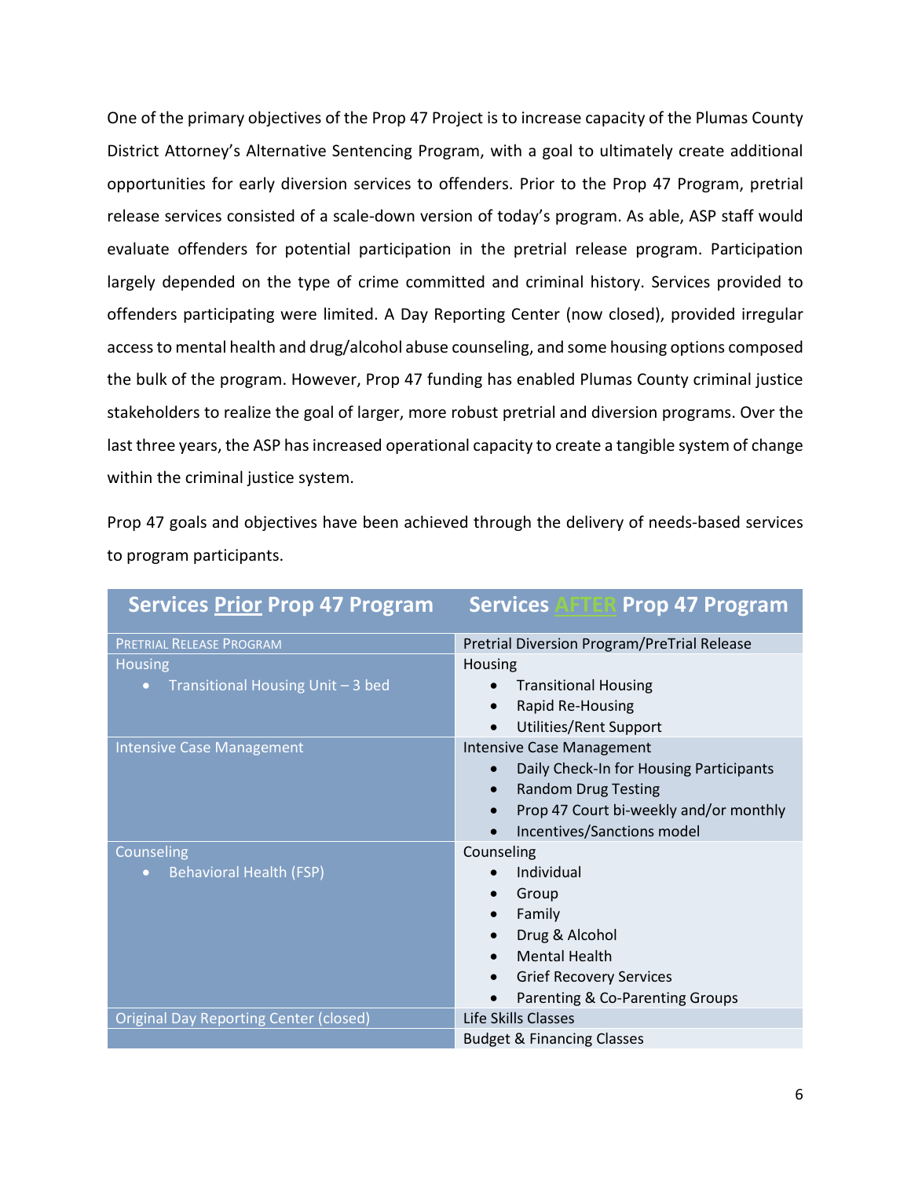One of the primary objectives of the Prop 47 Project is to increase capacity of the Plumas County District Attorney's Alternative Sentencing Program, with a goal to ultimately create additional opportunities for early diversion services to offenders. Prior to the Prop 47 Program, pretrial release services consisted of a scale-down version of today's program. As able, ASP staff would evaluate offenders for potential participation in the pretrial release program. Participation largely depended on the type of crime committed and criminal history. Services provided to offenders participating were limited. A Day Reporting Center (now closed), provided irregular access to mental health and drug/alcohol abuse counseling, and some housing options composed the bulk of the program. However, Prop 47 funding has enabled Plumas County criminal justice stakeholders to realize the goal of larger, more robust pretrial and diversion programs. Over the last three years, the ASP has increased operational capacity to create a tangible system of change within the criminal justice system.

Prop 47 goals and objectives have been achieved through the delivery of needs-based services to program participants.

| Services Prior Prop 47 Program | Services AFTER Prop 47 Program |
|---|---|
| PRETRIAL RELEASE PROGRAM | Pretrial Diversion Program/PreTrial Release |
| Housing<br>• Transitional Housing Unit – 3 bed | Housing<br>• Transitional Housing<br>• Rapid Re-Housing<br>• Utilities/Rent Support |
| Intensive Case Management | Intensive Case Management<br>• Daily Check-In for Housing Participants<br>• Random Drug Testing<br>• Prop 47 Court bi-weekly and/or monthly<br>• Incentives/Sanctions model |
| Counseling<br>• Behavioral Health (FSP) | Counseling<br>• Individual<br>• Group<br>• Family<br>• Drug & Alcohol<br>• Mental Health<br>• Grief Recovery Services<br>• Parenting & Co-Parenting Groups |
| Original Day Reporting Center (closed) | Life Skills Classes |
| | Budget & Financing Classes |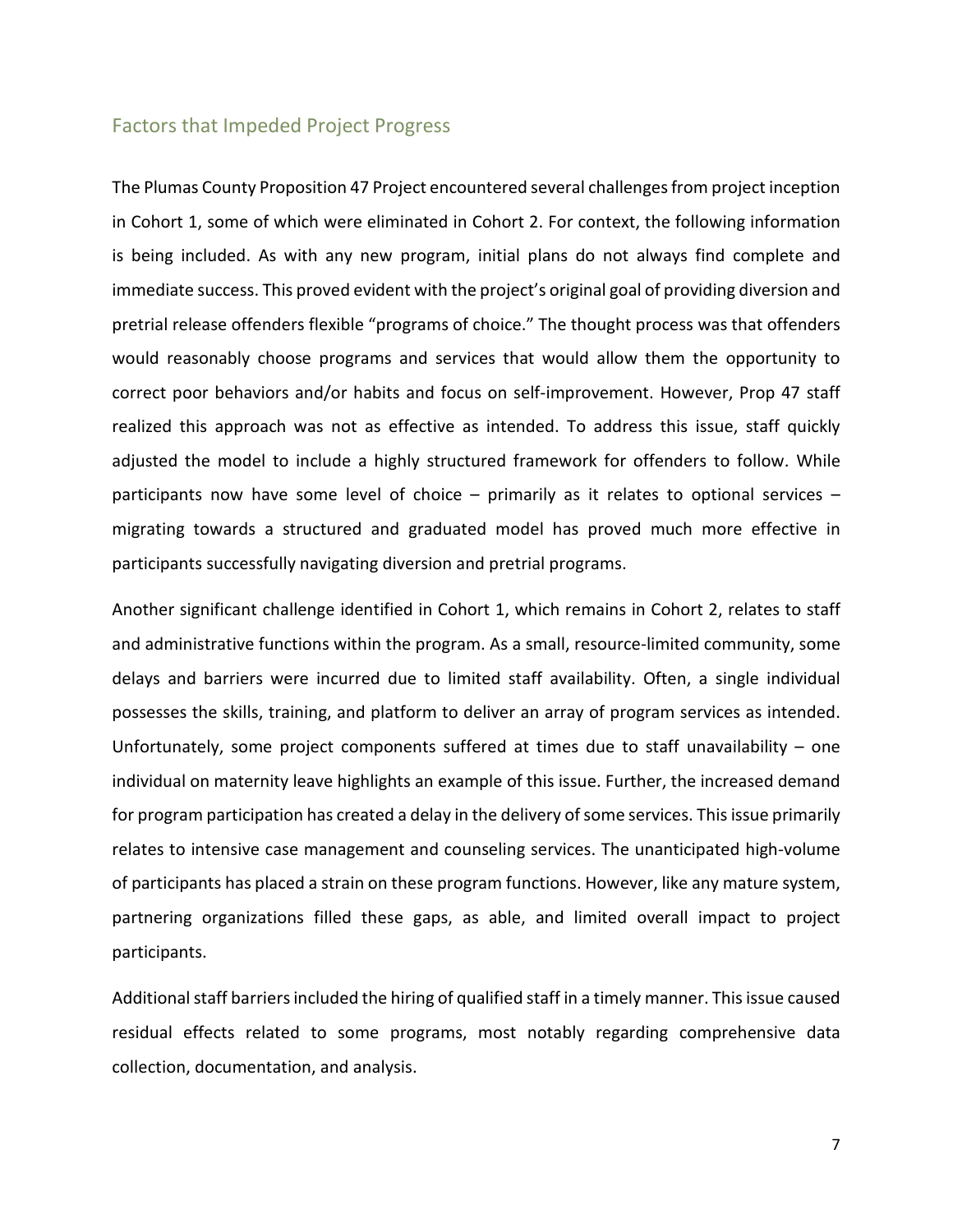## Factors that Impeded Project Progress

The Plumas County Proposition 47 Project encountered several challenges from project inception in Cohort 1, some of which were eliminated in Cohort 2. For context, the following information is being included. As with any new program, initial plans do not always find complete and immediate success. This proved evident with the project's original goal of providing diversion and pretrial release offenders flexible "programs of choice." The thought process was that offenders would reasonably choose programs and services that would allow them the opportunity to correct poor behaviors and/or habits and focus on self-improvement. However, Prop 47 staff realized this approach was not as effective as intended. To address this issue, staff quickly adjusted the model to include a highly structured framework for offenders to follow. While participants now have some level of choice – primarily as it relates to optional services – migrating towards a structured and graduated model has proved much more effective in participants successfully navigating diversion and pretrial programs.

Another significant challenge identified in Cohort 1, which remains in Cohort 2, relates to staff and administrative functions within the program. As a small, resource-limited community, some delays and barriers were incurred due to limited staff availability. Often, a single individual possesses the skills, training, and platform to deliver an array of program services as intended. Unfortunately, some project components suffered at times due to staff unavailability – one individual on maternity leave highlights an example of this issue. Further, the increased demand for program participation has created a delay in the delivery of some services. This issue primarily relates to intensive case management and counseling services. The unanticipated high-volume of participants has placed a strain on these program functions. However, like any mature system, partnering organizations filled these gaps, as able, and limited overall impact to project participants.

Additional staff barriers included the hiring of qualified staff in a timely manner. This issue caused residual effects related to some programs, most notably regarding comprehensive data collection, documentation, and analysis.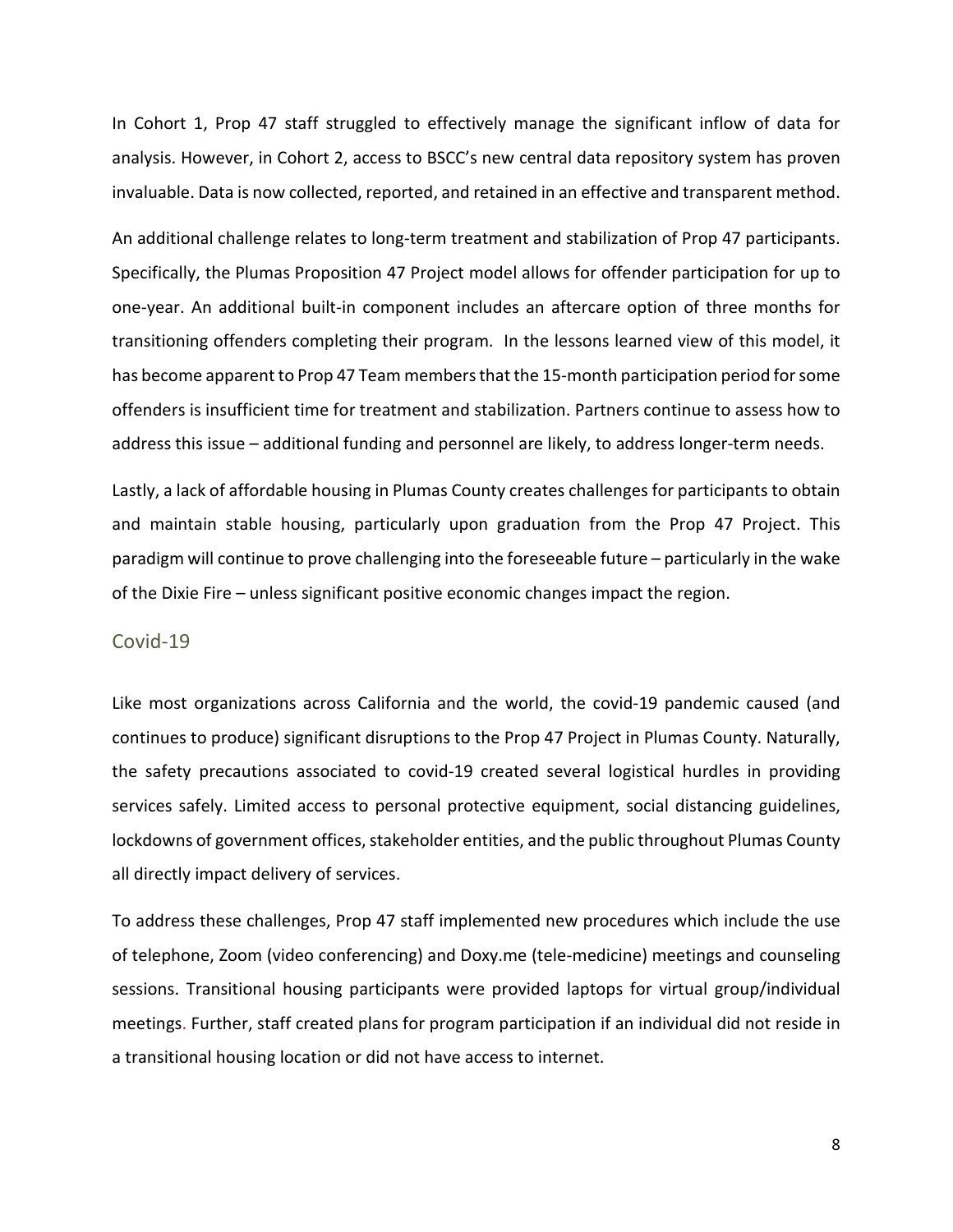In Cohort 1, Prop 47 staff struggled to effectively manage the significant inflow of data for analysis. However, in Cohort 2, access to BSCC's new central data repository system has proven invaluable. Data is now collected, reported, and retained in an effective and transparent method.

An additional challenge relates to long-term treatment and stabilization of Prop 47 participants. Specifically, the Plumas Proposition 47 Project model allows for offender participation for up to one-year. An additional built-in component includes an aftercare option of three months for transitioning offenders completing their program. In the lessons learned view of this model, it has become apparent to Prop 47 Team members that the 15-month participation period for some offenders is insufficient time for treatment and stabilization. Partners continue to assess how to address this issue – additional funding and personnel are likely, to address longer-term needs.

Lastly, a lack of affordable housing in Plumas County creates challenges for participants to obtain and maintain stable housing, particularly upon graduation from the Prop 47 Project. This paradigm will continue to prove challenging into the foreseeable future – particularly in the wake of the Dixie Fire – unless significant positive economic changes impact the region.

## Covid-19

Like most organizations across California and the world, the covid-19 pandemic caused (and continues to produce) significant disruptions to the Prop 47 Project in Plumas County. Naturally, the safety precautions associated to covid-19 created several logistical hurdles in providing services safely. Limited access to personal protective equipment, social distancing guidelines, lockdowns of government offices, stakeholder entities, and the public throughout Plumas County all directly impact delivery of services.

To address these challenges, Prop 47 staff implemented new procedures which include the use of telephone, Zoom (video conferencing) and Doxy.me (tele-medicine) meetings and counseling sessions. Transitional housing participants were provided laptops for virtual group/individual meetings. Further, staff created plans for program participation if an individual did not reside in a transitional housing location or did not have access to internet.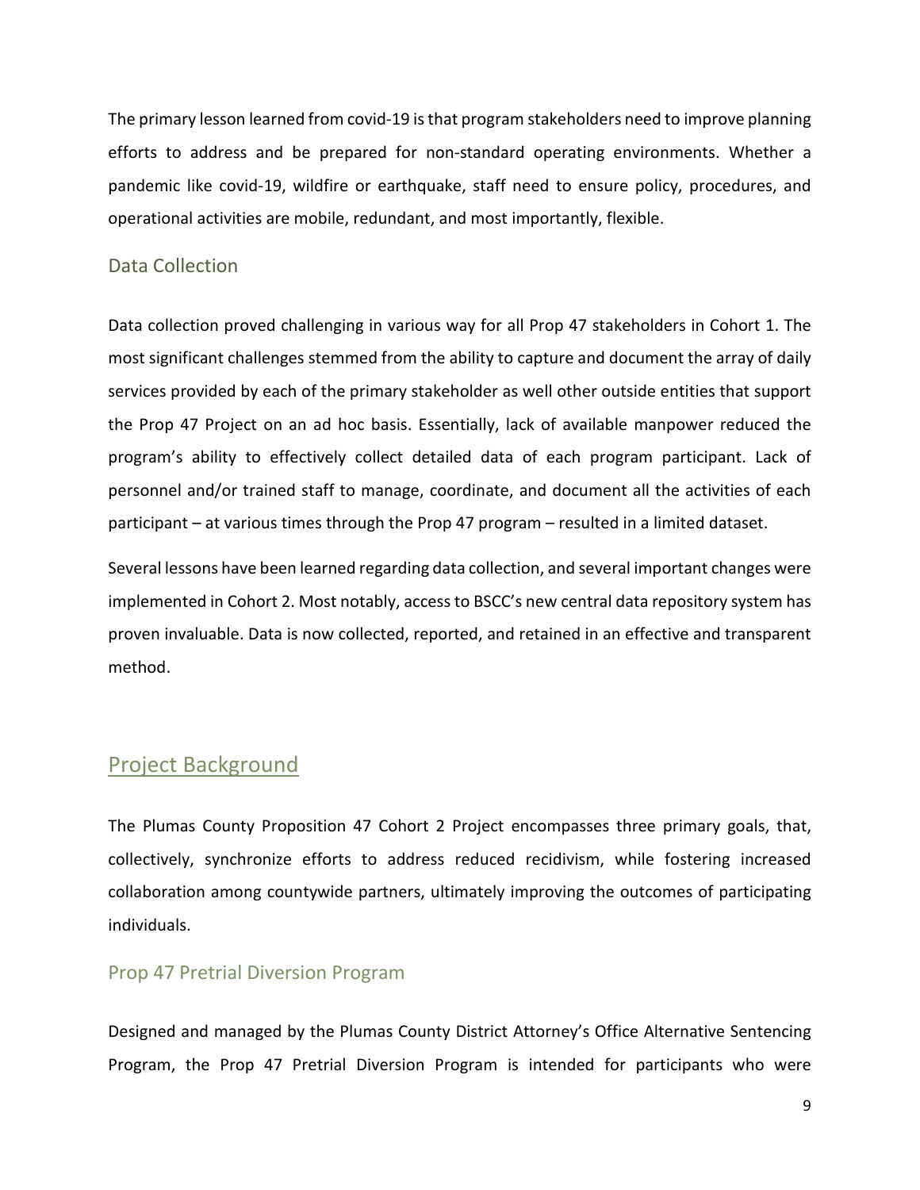The primary lesson learned from covid-19 is that program stakeholders need to improve planning efforts to address and be prepared for non-standard operating environments. Whether a pandemic like covid-19, wildfire or earthquake, staff need to ensure policy, procedures, and operational activities are mobile, redundant, and most importantly, flexible.

### Data Collection

Data collection proved challenging in various way for all Prop 47 stakeholders in Cohort 1. The most significant challenges stemmed from the ability to capture and document the array of daily services provided by each of the primary stakeholder as well other outside entities that support the Prop 47 Project on an ad hoc basis. Essentially, lack of available manpower reduced the program's ability to effectively collect detailed data of each program participant. Lack of personnel and/or trained staff to manage, coordinate, and document all the activities of each participant – at various times through the Prop 47 program – resulted in a limited dataset.

Several lessons have been learned regarding data collection, and several important changes were implemented in Cohort 2. Most notably, access to BSCC's new central data repository system has proven invaluable. Data is now collected, reported, and retained in an effective and transparent method.

## Project Background

The Plumas County Proposition 47 Cohort 2 Project encompasses three primary goals, that, collectively, synchronize efforts to address reduced recidivism, while fostering increased collaboration among countywide partners, ultimately improving the outcomes of participating individuals.

### Prop 47 Pretrial Diversion Program

Designed and managed by the Plumas County District Attorney's Office Alternative Sentencing Program, the Prop 47 Pretrial Diversion Program is intended for participants who were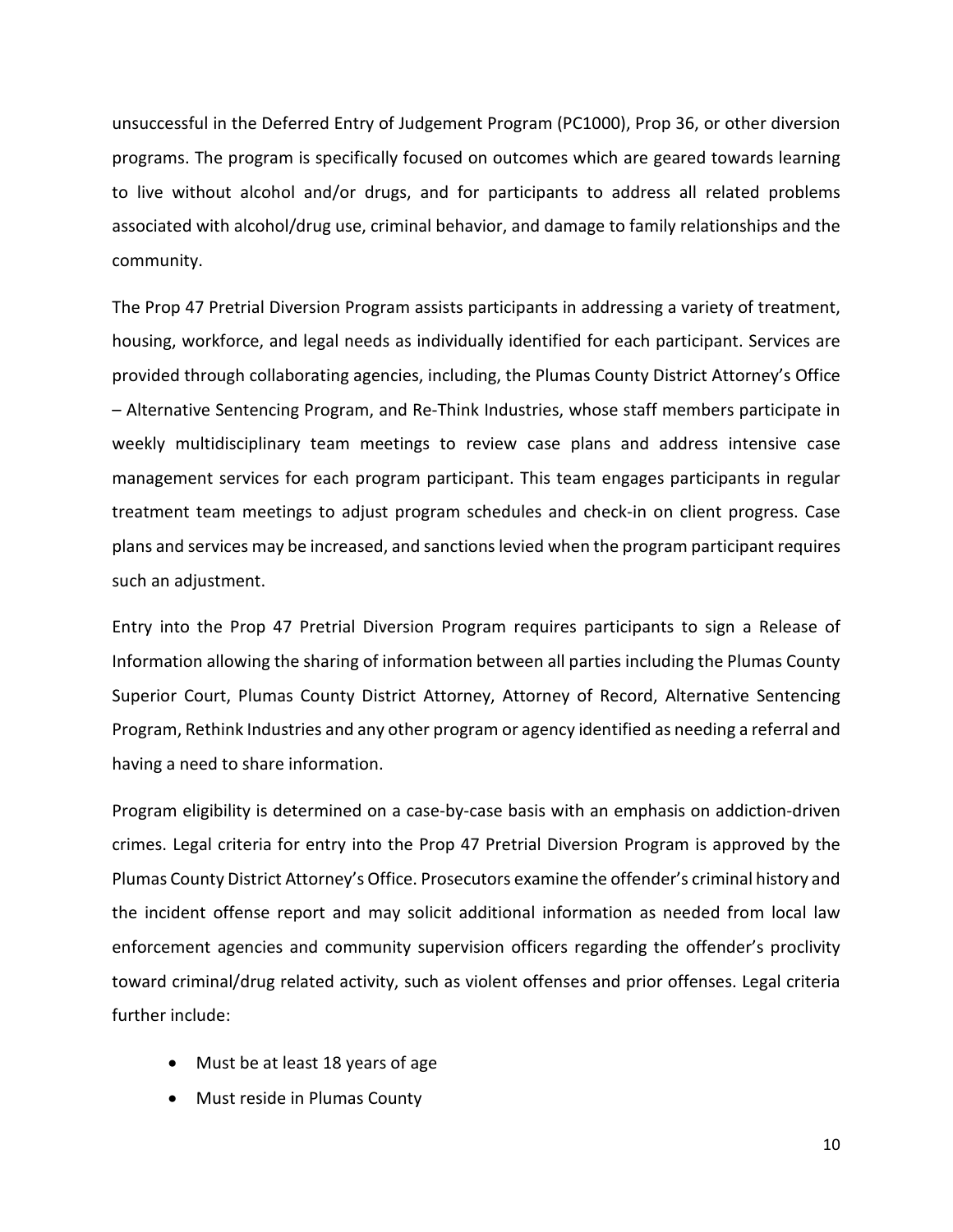unsuccessful in the Deferred Entry of Judgement Program (PC1000), Prop 36, or other diversion programs. The program is specifically focused on outcomes which are geared towards learning to live without alcohol and/or drugs, and for participants to address all related problems associated with alcohol/drug use, criminal behavior, and damage to family relationships and the community.

The Prop 47 Pretrial Diversion Program assists participants in addressing a variety of treatment, housing, workforce, and legal needs as individually identified for each participant. Services are provided through collaborating agencies, including, the Plumas County District Attorney's Office – Alternative Sentencing Program, and Re-Think Industries, whose staff members participate in weekly multidisciplinary team meetings to review case plans and address intensive case management services for each program participant. This team engages participants in regular treatment team meetings to adjust program schedules and check-in on client progress. Case plans and services may be increased, and sanctions levied when the program participant requires such an adjustment.

Entry into the Prop 47 Pretrial Diversion Program requires participants to sign a Release of Information allowing the sharing of information between all parties including the Plumas County Superior Court, Plumas County District Attorney, Attorney of Record, Alternative Sentencing Program, Rethink Industries and any other program or agency identified as needing a referral and having a need to share information.

Program eligibility is determined on a case-by-case basis with an emphasis on addiction-driven crimes. Legal criteria for entry into the Prop 47 Pretrial Diversion Program is approved by the Plumas County District Attorney's Office. Prosecutors examine the offender's criminal history and the incident offense report and may solicit additional information as needed from local law enforcement agencies and community supervision officers regarding the offender's proclivity toward criminal/drug related activity, such as violent offenses and prior offenses. Legal criteria further include:

- Must be at least 18 years of age
- Must reside in Plumas County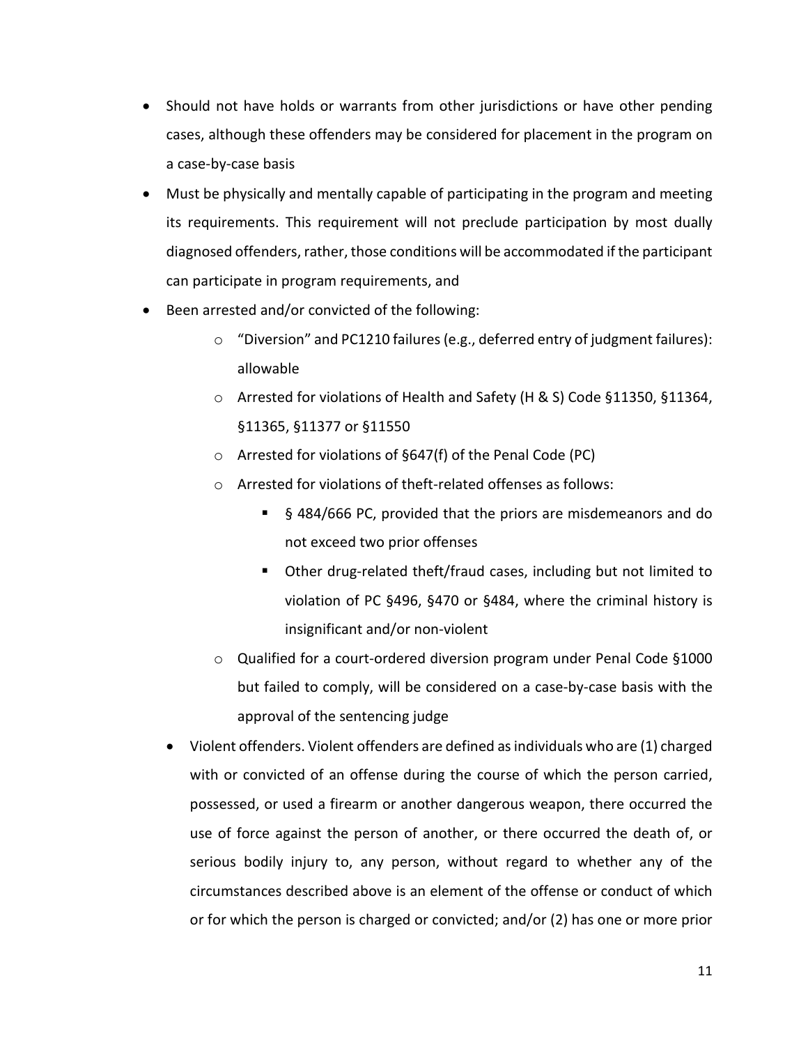- Should not have holds or warrants from other jurisdictions or have other pending cases, although these offenders may be considered for placement in the program on a case-by-case basis
- Must be physically and mentally capable of participating in the program and meeting its requirements. This requirement will not preclude participation by most dually diagnosed offenders, rather, those conditions will be accommodated if the participant can participate in program requirements, and
- Been arrested and/or convicted of the following:
    - "Diversion" and PC1210 failures (e.g., deferred entry of judgment failures): allowable
    - Arrested for violations of Health and Safety (H & S) Code §11350, §11364, §11365, §11377 or §11550
    - Arrested for violations of §647(f) of the Penal Code (PC)
    - Arrested for violations of theft-related offenses as follows:
        - § 484/666 PC, provided that the priors are misdemeanors and do not exceed two prior offenses
        - Other drug-related theft/fraud cases, including but not limited to violation of PC §496, §470 or §484, where the criminal history is insignificant and/or non-violent
    - Qualified for a court-ordered diversion program under Penal Code §1000 but failed to comply, will be considered on a case-by-case basis with the approval of the sentencing judge
- Violent offenders. Violent offenders are defined as individuals who are (1) charged with or convicted of an offense during the course of which the person carried, possessed, or used a firearm or another dangerous weapon, there occurred the use of force against the person of another, or there occurred the death of, or serious bodily injury to, any person, without regard to whether any of the circumstances described above is an element of the offense or conduct of which or for which the person is charged or convicted; and/or (2) has one or more prior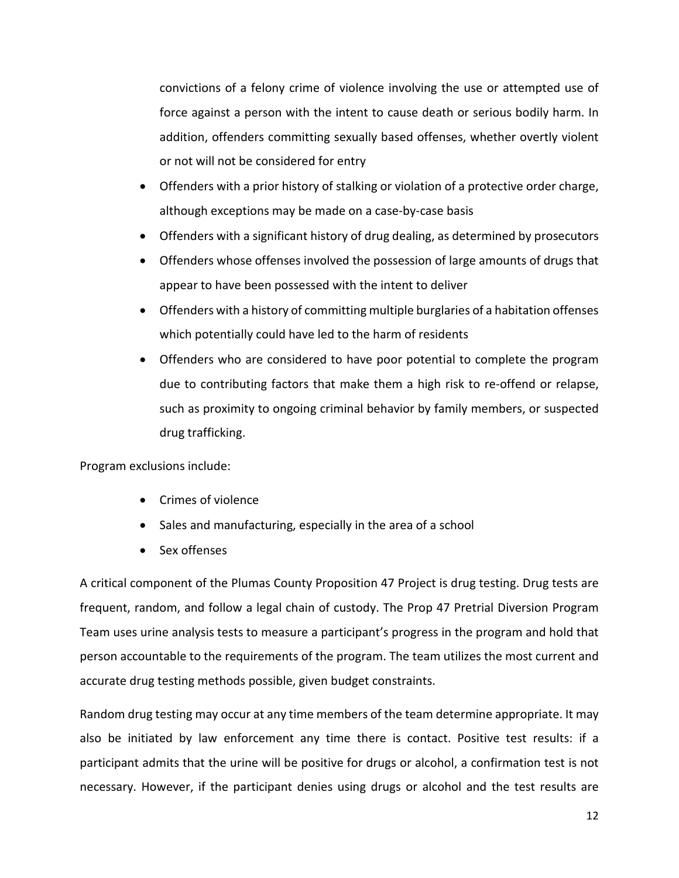convictions of a felony crime of violence involving the use or attempted use of force against a person with the intent to cause death or serious bodily harm. In addition, offenders committing sexually based offenses, whether overtly violent or not will not be considered for entry

- Offenders with a prior history of stalking or violation of a protective order charge, although exceptions may be made on a case-by-case basis
- Offenders with a significant history of drug dealing, as determined by prosecutors
- Offenders whose offenses involved the possession of large amounts of drugs that appear to have been possessed with the intent to deliver
- Offenders with a history of committing multiple burglaries of a habitation offenses which potentially could have led to the harm of residents
- Offenders who are considered to have poor potential to complete the program due to contributing factors that make them a high risk to re-offend or relapse, such as proximity to ongoing criminal behavior by family members, or suspected drug trafficking.

Program exclusions include:

- Crimes of violence
- Sales and manufacturing, especially in the area of a school
- Sex offenses

A critical component of the Plumas County Proposition 47 Project is drug testing. Drug tests are frequent, random, and follow a legal chain of custody. The Prop 47 Pretrial Diversion Program Team uses urine analysis tests to measure a participant's progress in the program and hold that person accountable to the requirements of the program. The team utilizes the most current and accurate drug testing methods possible, given budget constraints.

Random drug testing may occur at any time members of the team determine appropriate. It may also be initiated by law enforcement any time there is contact. Positive test results: if a participant admits that the urine will be positive for drugs or alcohol, a confirmation test is not necessary. However, if the participant denies using drugs or alcohol and the test results are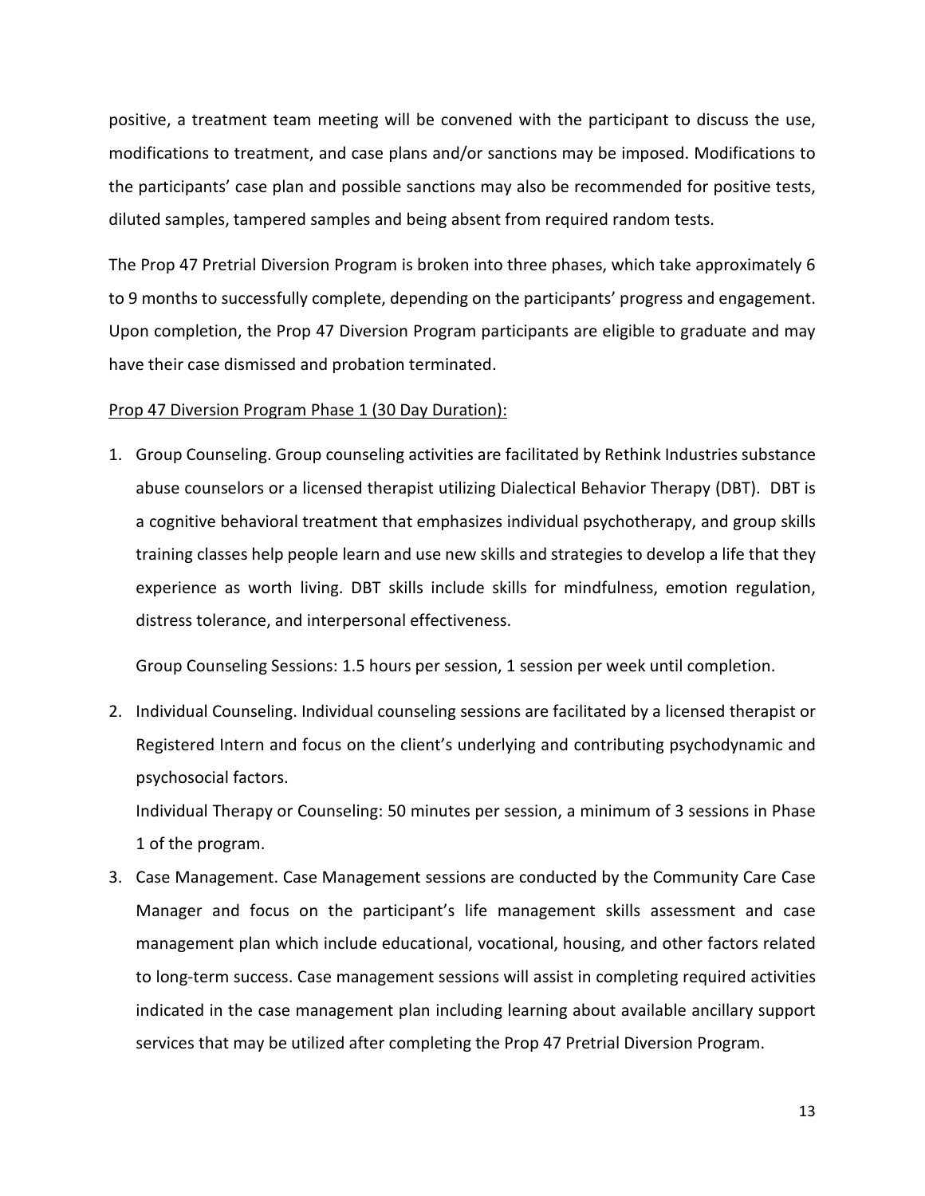positive, a treatment team meeting will be convened with the participant to discuss the use, modifications to treatment, and case plans and/or sanctions may be imposed. Modifications to the participants' case plan and possible sanctions may also be recommended for positive tests, diluted samples, tampered samples and being absent from required random tests.

The Prop 47 Pretrial Diversion Program is broken into three phases, which take approximately 6 to 9 months to successfully complete, depending on the participants' progress and engagement. Upon completion, the Prop 47 Diversion Program participants are eligible to graduate and may have their case dismissed and probation terminated.

<u>Prop 47 Diversion Program Phase 1 (30 Day Duration):</u>

1. Group Counseling. Group counseling activities are facilitated by Rethink Industries substance abuse counselors or a licensed therapist utilizing Dialectical Behavior Therapy (DBT). DBT is a cognitive behavioral treatment that emphasizes individual psychotherapy, and group skills training classes help people learn and use new skills and strategies to develop a life that they experience as worth living. DBT skills include skills for mindfulness, emotion regulation, distress tolerance, and interpersonal effectiveness.

   Group Counseling Sessions: 1.5 hours per session, 1 session per week until completion.

2. Individual Counseling. Individual counseling sessions are facilitated by a licensed therapist or Registered Intern and focus on the client's underlying and contributing psychodynamic and psychosocial factors.

   Individual Therapy or Counseling: 50 minutes per session, a minimum of 3 sessions in Phase 1 of the program.

3. Case Management. Case Management sessions are conducted by the Community Care Case Manager and focus on the participant's life management skills assessment and case management plan which include educational, vocational, housing, and other factors related to long-term success. Case management sessions will assist in completing required activities indicated in the case management plan including learning about available ancillary support services that may be utilized after completing the Prop 47 Pretrial Diversion Program.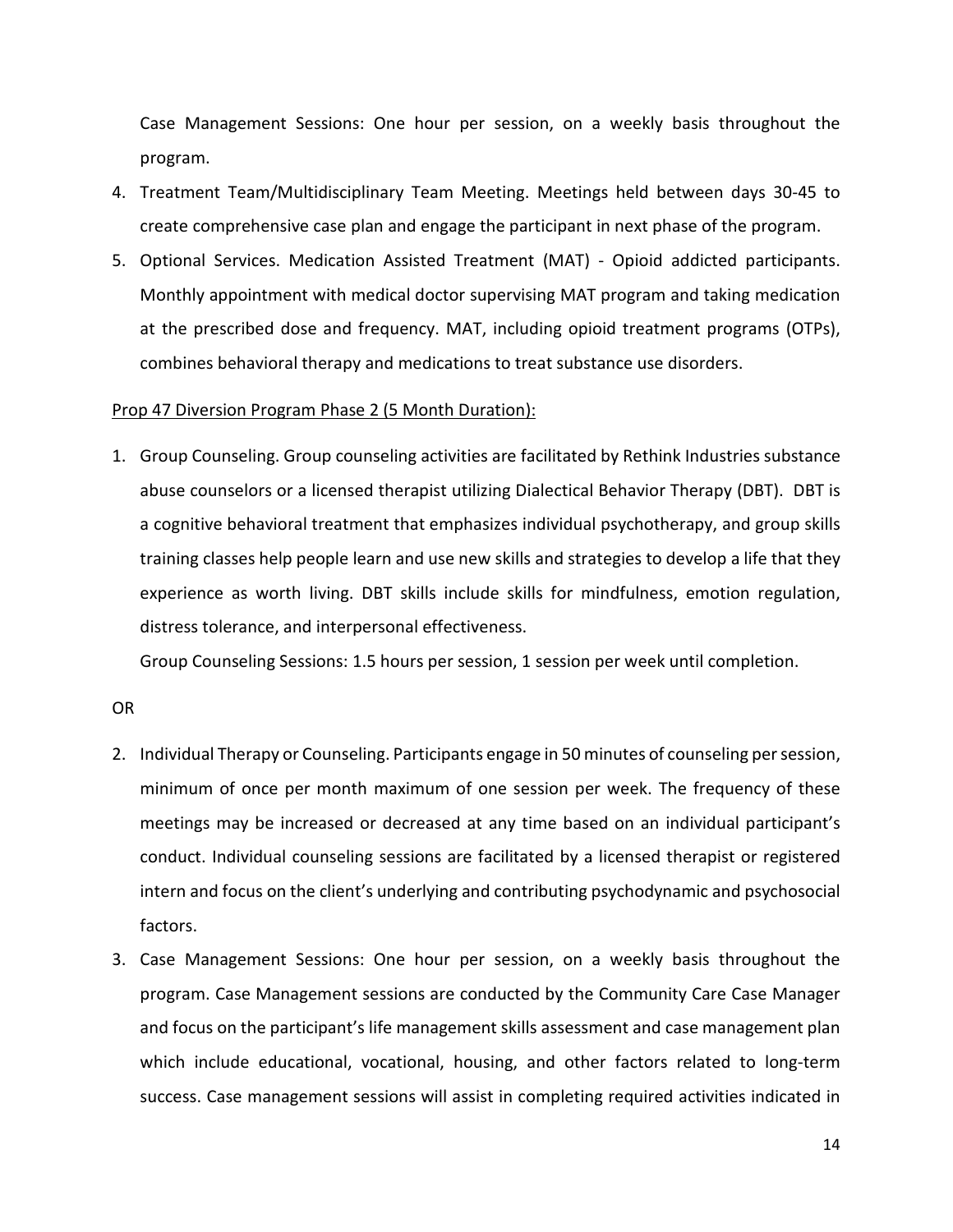Case Management Sessions: One hour per session, on a weekly basis throughout the program.

4. Treatment Team/Multidisciplinary Team Meeting. Meetings held between days 30-45 to create comprehensive case plan and engage the participant in next phase of the program.
5. Optional Services. Medication Assisted Treatment (MAT) - Opioid addicted participants. Monthly appointment with medical doctor supervising MAT program and taking medication at the prescribed dose and frequency. MAT, including opioid treatment programs (OTPs), combines behavioral therapy and medications to treat substance use disorders.

<u>Prop 47 Diversion Program Phase 2 (5 Month Duration):</u>

1. Group Counseling. Group counseling activities are facilitated by Rethink Industries substance abuse counselors or a licensed therapist utilizing Dialectical Behavior Therapy (DBT). DBT is a cognitive behavioral treatment that emphasizes individual psychotherapy, and group skills training classes help people learn and use new skills and strategies to develop a life that they experience as worth living. DBT skills include skills for mindfulness, emotion regulation, distress tolerance, and interpersonal effectiveness.

   Group Counseling Sessions: 1.5 hours per session, 1 session per week until completion.

OR

2. Individual Therapy or Counseling. Participants engage in 50 minutes of counseling per session, minimum of once per month maximum of one session per week. The frequency of these meetings may be increased or decreased at any time based on an individual participant's conduct. Individual counseling sessions are facilitated by a licensed therapist or registered intern and focus on the client's underlying and contributing psychodynamic and psychosocial factors.
3. Case Management Sessions: One hour per session, on a weekly basis throughout the program. Case Management sessions are conducted by the Community Care Case Manager and focus on the participant's life management skills assessment and case management plan which include educational, vocational, housing, and other factors related to long-term success. Case management sessions will assist in completing required activities indicated in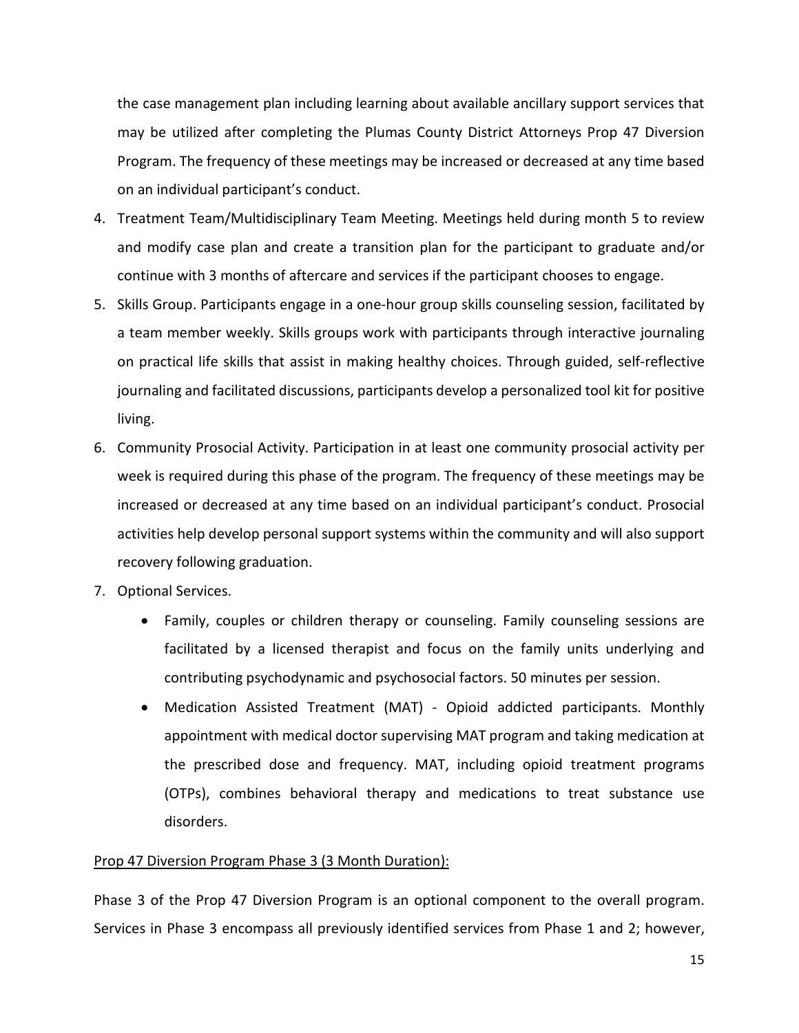the case management plan including learning about available ancillary support services that may be utilized after completing the Plumas County District Attorneys Prop 47 Diversion Program. The frequency of these meetings may be increased or decreased at any time based on an individual participant's conduct.

4. Treatment Team/Multidisciplinary Team Meeting. Meetings held during month 5 to review and modify case plan and create a transition plan for the participant to graduate and/or continue with 3 months of aftercare and services if the participant chooses to engage.
5. Skills Group. Participants engage in a one-hour group skills counseling session, facilitated by a team member weekly. Skills groups work with participants through interactive journaling on practical life skills that assist in making healthy choices. Through guided, self-reflective journaling and facilitated discussions, participants develop a personalized tool kit for positive living.
6. Community Prosocial Activity. Participation in at least one community prosocial activity per week is required during this phase of the program. The frequency of these meetings may be increased or decreased at any time based on an individual participant's conduct. Prosocial activities help develop personal support systems within the community and will also support recovery following graduation.
7. Optional Services.
   - Family, couples or children therapy or counseling. Family counseling sessions are facilitated by a licensed therapist and focus on the family units underlying and contributing psychodynamic and psychosocial factors. 50 minutes per session.
   - Medication Assisted Treatment (MAT) - Opioid addicted participants. Monthly appointment with medical doctor supervising MAT program and taking medication at the prescribed dose and frequency. MAT, including opioid treatment programs (OTPs), combines behavioral therapy and medications to treat substance use disorders.

Prop 47 Diversion Program Phase 3 (3 Month Duration):

Phase 3 of the Prop 47 Diversion Program is an optional component to the overall program. Services in Phase 3 encompass all previously identified services from Phase 1 and 2; however,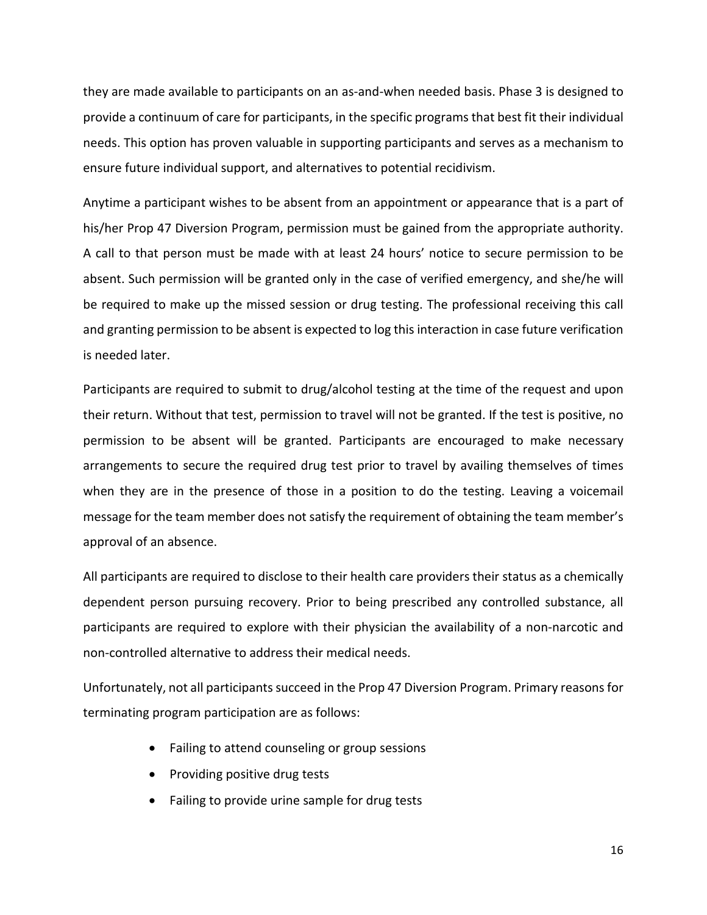they are made available to participants on an as-and-when needed basis. Phase 3 is designed to provide a continuum of care for participants, in the specific programs that best fit their individual needs. This option has proven valuable in supporting participants and serves as a mechanism to ensure future individual support, and alternatives to potential recidivism.

Anytime a participant wishes to be absent from an appointment or appearance that is a part of his/her Prop 47 Diversion Program, permission must be gained from the appropriate authority. A call to that person must be made with at least 24 hours' notice to secure permission to be absent. Such permission will be granted only in the case of verified emergency, and she/he will be required to make up the missed session or drug testing. The professional receiving this call and granting permission to be absent is expected to log this interaction in case future verification is needed later.

Participants are required to submit to drug/alcohol testing at the time of the request and upon their return. Without that test, permission to travel will not be granted. If the test is positive, no permission to be absent will be granted. Participants are encouraged to make necessary arrangements to secure the required drug test prior to travel by availing themselves of times when they are in the presence of those in a position to do the testing. Leaving a voicemail message for the team member does not satisfy the requirement of obtaining the team member's approval of an absence.

All participants are required to disclose to their health care providers their status as a chemically dependent person pursuing recovery. Prior to being prescribed any controlled substance, all participants are required to explore with their physician the availability of a non-narcotic and non-controlled alternative to address their medical needs.

Unfortunately, not all participants succeed in the Prop 47 Diversion Program. Primary reasons for terminating program participation are as follows:

- Failing to attend counseling or group sessions
- Providing positive drug tests
- Failing to provide urine sample for drug tests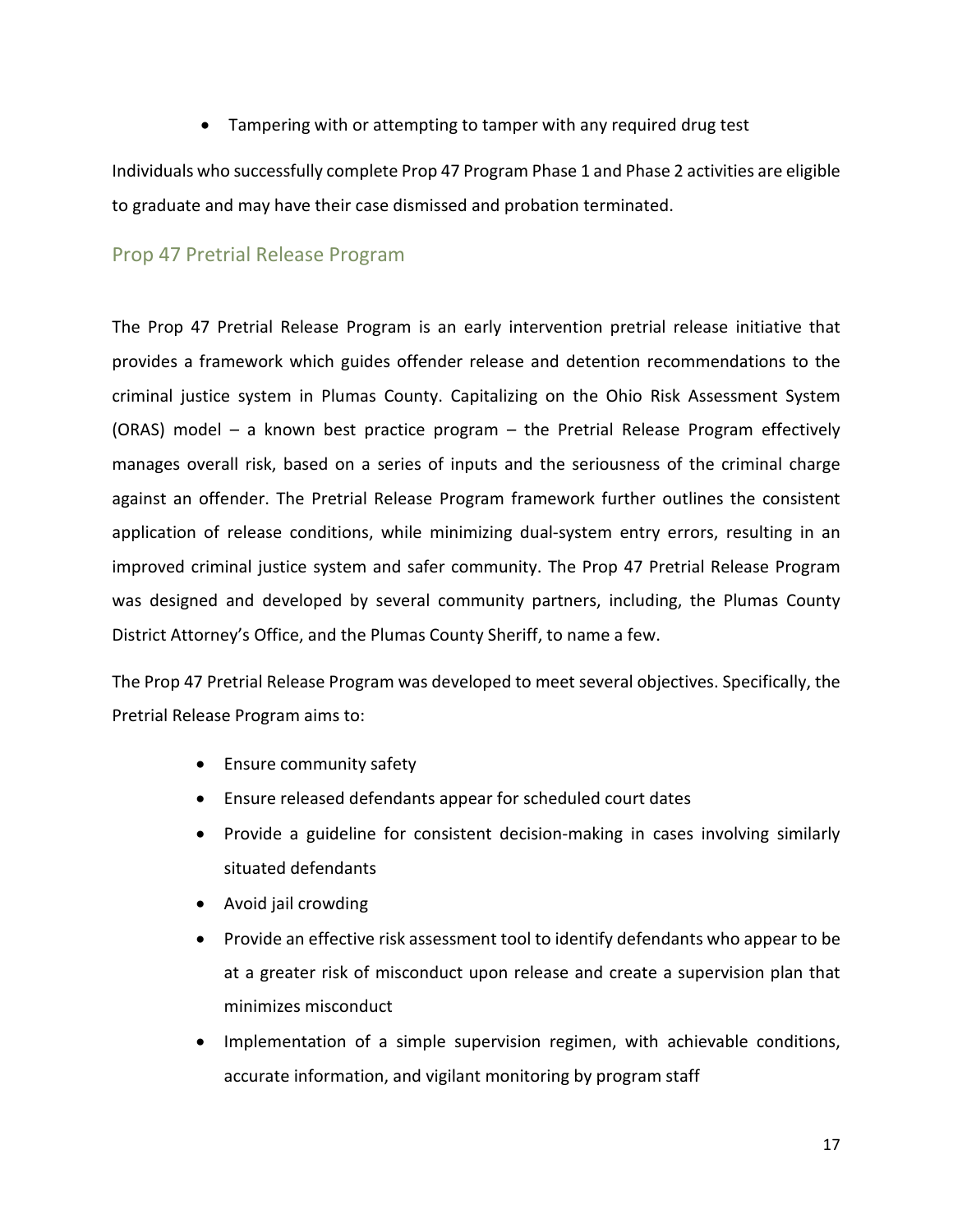- Tampering with or attempting to tamper with any required drug test

Individuals who successfully complete Prop 47 Program Phase 1 and Phase 2 activities are eligible to graduate and may have their case dismissed and probation terminated.

## Prop 47 Pretrial Release Program

The Prop 47 Pretrial Release Program is an early intervention pretrial release initiative that provides a framework which guides offender release and detention recommendations to the criminal justice system in Plumas County. Capitalizing on the Ohio Risk Assessment System (ORAS) model – a known best practice program – the Pretrial Release Program effectively manages overall risk, based on a series of inputs and the seriousness of the criminal charge against an offender. The Pretrial Release Program framework further outlines the consistent application of release conditions, while minimizing dual-system entry errors, resulting in an improved criminal justice system and safer community. The Prop 47 Pretrial Release Program was designed and developed by several community partners, including, the Plumas County District Attorney's Office, and the Plumas County Sheriff, to name a few.

The Prop 47 Pretrial Release Program was developed to meet several objectives. Specifically, the Pretrial Release Program aims to:

- Ensure community safety
- Ensure released defendants appear for scheduled court dates
- Provide a guideline for consistent decision-making in cases involving similarly situated defendants
- Avoid jail crowding
- Provide an effective risk assessment tool to identify defendants who appear to be at a greater risk of misconduct upon release and create a supervision plan that minimizes misconduct
- Implementation of a simple supervision regimen, with achievable conditions, accurate information, and vigilant monitoring by program staff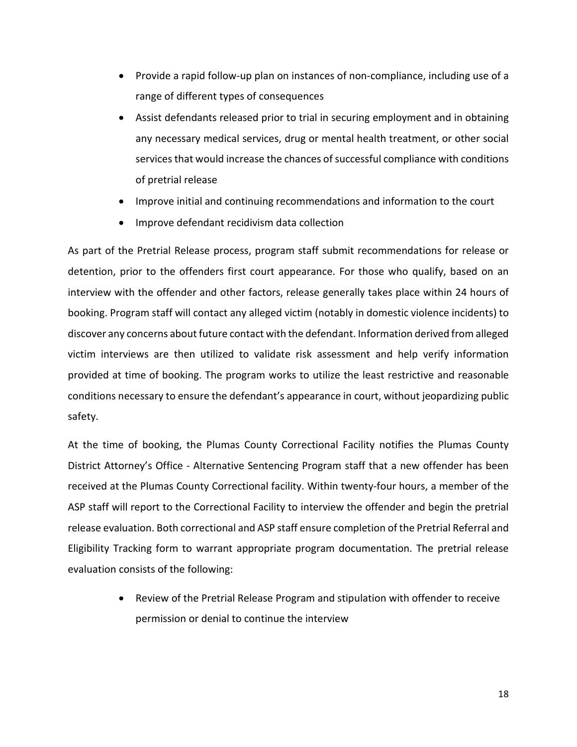- Provide a rapid follow-up plan on instances of non-compliance, including use of a range of different types of consequences
- Assist defendants released prior to trial in securing employment and in obtaining any necessary medical services, drug or mental health treatment, or other social services that would increase the chances of successful compliance with conditions of pretrial release
- Improve initial and continuing recommendations and information to the court
- Improve defendant recidivism data collection

As part of the Pretrial Release process, program staff submit recommendations for release or detention, prior to the offenders first court appearance. For those who qualify, based on an interview with the offender and other factors, release generally takes place within 24 hours of booking. Program staff will contact any alleged victim (notably in domestic violence incidents) to discover any concerns about future contact with the defendant. Information derived from alleged victim interviews are then utilized to validate risk assessment and help verify information provided at time of booking. The program works to utilize the least restrictive and reasonable conditions necessary to ensure the defendant's appearance in court, without jeopardizing public safety.

At the time of booking, the Plumas County Correctional Facility notifies the Plumas County District Attorney's Office - Alternative Sentencing Program staff that a new offender has been received at the Plumas County Correctional facility. Within twenty-four hours, a member of the ASP staff will report to the Correctional Facility to interview the offender and begin the pretrial release evaluation. Both correctional and ASP staff ensure completion of the Pretrial Referral and Eligibility Tracking form to warrant appropriate program documentation. The pretrial release evaluation consists of the following:

- Review of the Pretrial Release Program and stipulation with offender to receive permission or denial to continue the interview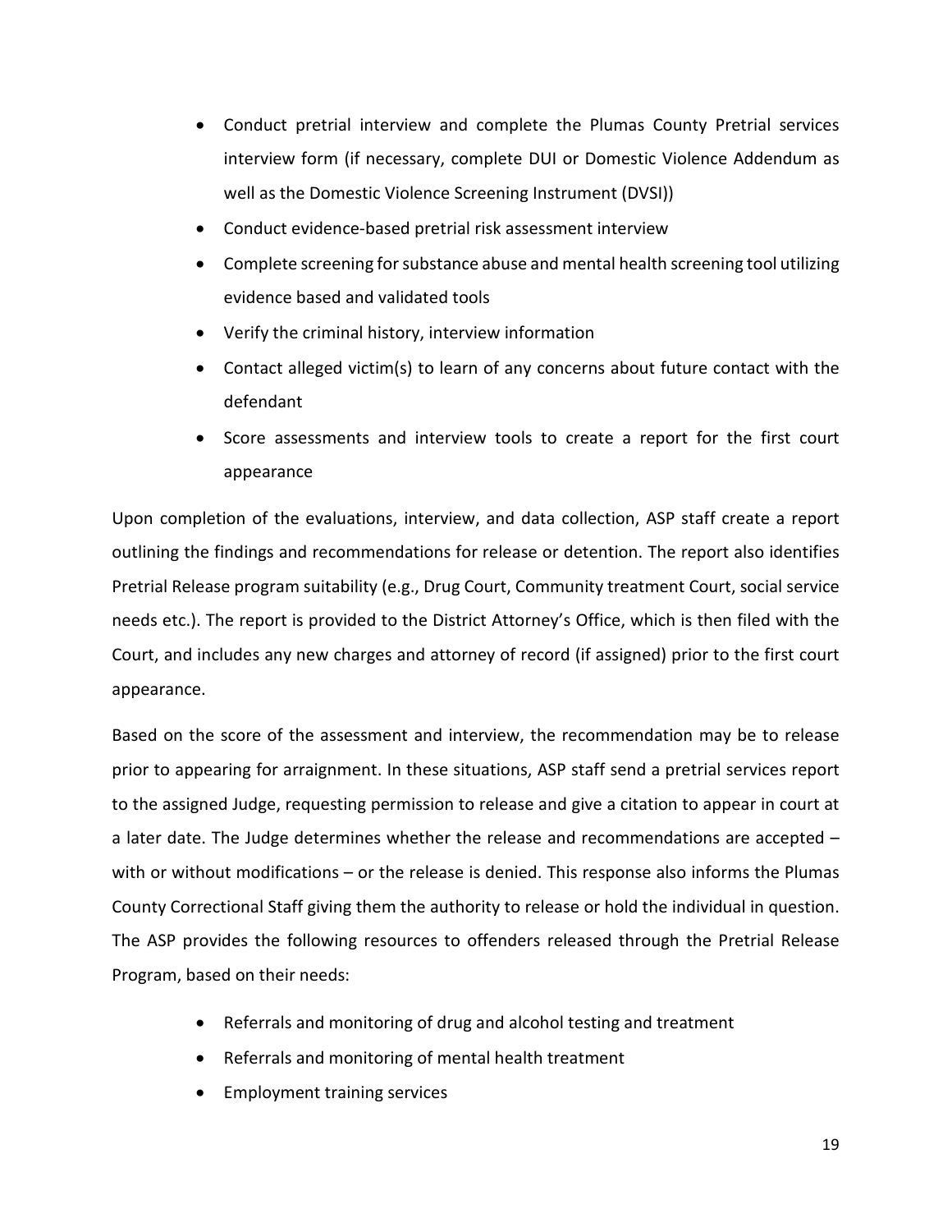- Conduct pretrial interview and complete the Plumas County Pretrial services interview form (if necessary, complete DUI or Domestic Violence Addendum as well as the Domestic Violence Screening Instrument (DVSI))
- Conduct evidence-based pretrial risk assessment interview
- Complete screening for substance abuse and mental health screening tool utilizing evidence based and validated tools
- Verify the criminal history, interview information
- Contact alleged victim(s) to learn of any concerns about future contact with the defendant
- Score assessments and interview tools to create a report for the first court appearance

Upon completion of the evaluations, interview, and data collection, ASP staff create a report outlining the findings and recommendations for release or detention. The report also identifies Pretrial Release program suitability (e.g., Drug Court, Community treatment Court, social service needs etc.). The report is provided to the District Attorney's Office, which is then filed with the Court, and includes any new charges and attorney of record (if assigned) prior to the first court appearance.

Based on the score of the assessment and interview, the recommendation may be to release prior to appearing for arraignment. In these situations, ASP staff send a pretrial services report to the assigned Judge, requesting permission to release and give a citation to appear in court at a later date. The Judge determines whether the release and recommendations are accepted – with or without modifications – or the release is denied. This response also informs the Plumas County Correctional Staff giving them the authority to release or hold the individual in question. The ASP provides the following resources to offenders released through the Pretrial Release Program, based on their needs:

- Referrals and monitoring of drug and alcohol testing and treatment
- Referrals and monitoring of mental health treatment
- Employment training services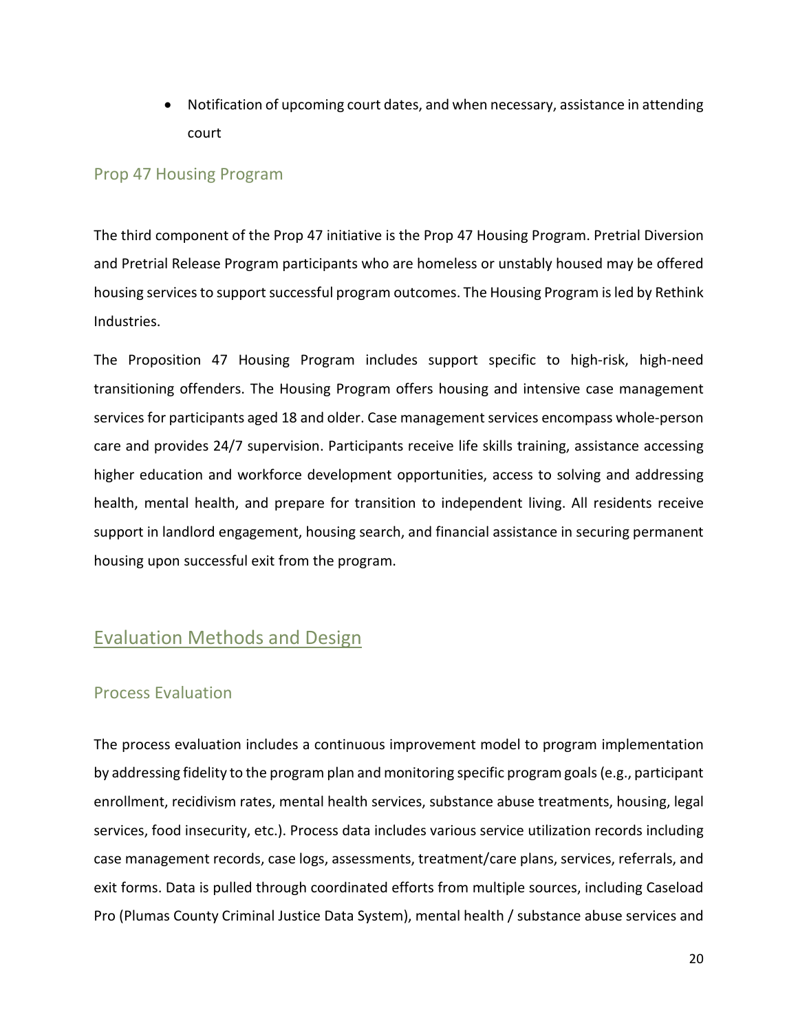- Notification of upcoming court dates, and when necessary, assistance in attending court

### Prop 47 Housing Program

The third component of the Prop 47 initiative is the Prop 47 Housing Program. Pretrial Diversion and Pretrial Release Program participants who are homeless or unstably housed may be offered housing services to support successful program outcomes. The Housing Program is led by Rethink Industries.

The Proposition 47 Housing Program includes support specific to high-risk, high-need transitioning offenders. The Housing Program offers housing and intensive case management services for participants aged 18 and older. Case management services encompass whole-person care and provides 24/7 supervision. Participants receive life skills training, assistance accessing higher education and workforce development opportunities, access to solving and addressing health, mental health, and prepare for transition to independent living. All residents receive support in landlord engagement, housing search, and financial assistance in securing permanent housing upon successful exit from the program.

## Evaluation Methods and Design

### Process Evaluation

The process evaluation includes a continuous improvement model to program implementation by addressing fidelity to the program plan and monitoring specific program goals (e.g., participant enrollment, recidivism rates, mental health services, substance abuse treatments, housing, legal services, food insecurity, etc.). Process data includes various service utilization records including case management records, case logs, assessments, treatment/care plans, services, referrals, and exit forms. Data is pulled through coordinated efforts from multiple sources, including Caseload Pro (Plumas County Criminal Justice Data System), mental health / substance abuse services and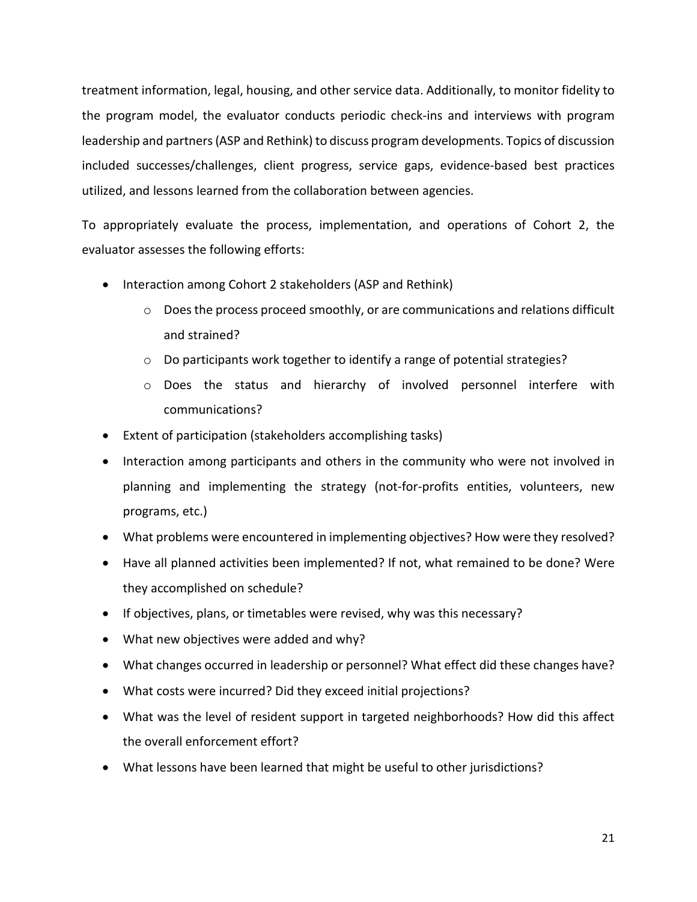treatment information, legal, housing, and other service data. Additionally, to monitor fidelity to the program model, the evaluator conducts periodic check-ins and interviews with program leadership and partners (ASP and Rethink) to discuss program developments. Topics of discussion included successes/challenges, client progress, service gaps, evidence-based best practices utilized, and lessons learned from the collaboration between agencies.

To appropriately evaluate the process, implementation, and operations of Cohort 2, the evaluator assesses the following efforts:

- Interaction among Cohort 2 stakeholders (ASP and Rethink)
  - Does the process proceed smoothly, or are communications and relations difficult and strained?
  - Do participants work together to identify a range of potential strategies?
  - Does the status and hierarchy of involved personnel interfere with communications?
- Extent of participation (stakeholders accomplishing tasks)
- Interaction among participants and others in the community who were not involved in planning and implementing the strategy (not-for-profits entities, volunteers, new programs, etc.)
- What problems were encountered in implementing objectives? How were they resolved?
- Have all planned activities been implemented? If not, what remained to be done? Were they accomplished on schedule?
- If objectives, plans, or timetables were revised, why was this necessary?
- What new objectives were added and why?
- What changes occurred in leadership or personnel? What effect did these changes have?
- What costs were incurred? Did they exceed initial projections?
- What was the level of resident support in targeted neighborhoods? How did this affect the overall enforcement effort?
- What lessons have been learned that might be useful to other jurisdictions?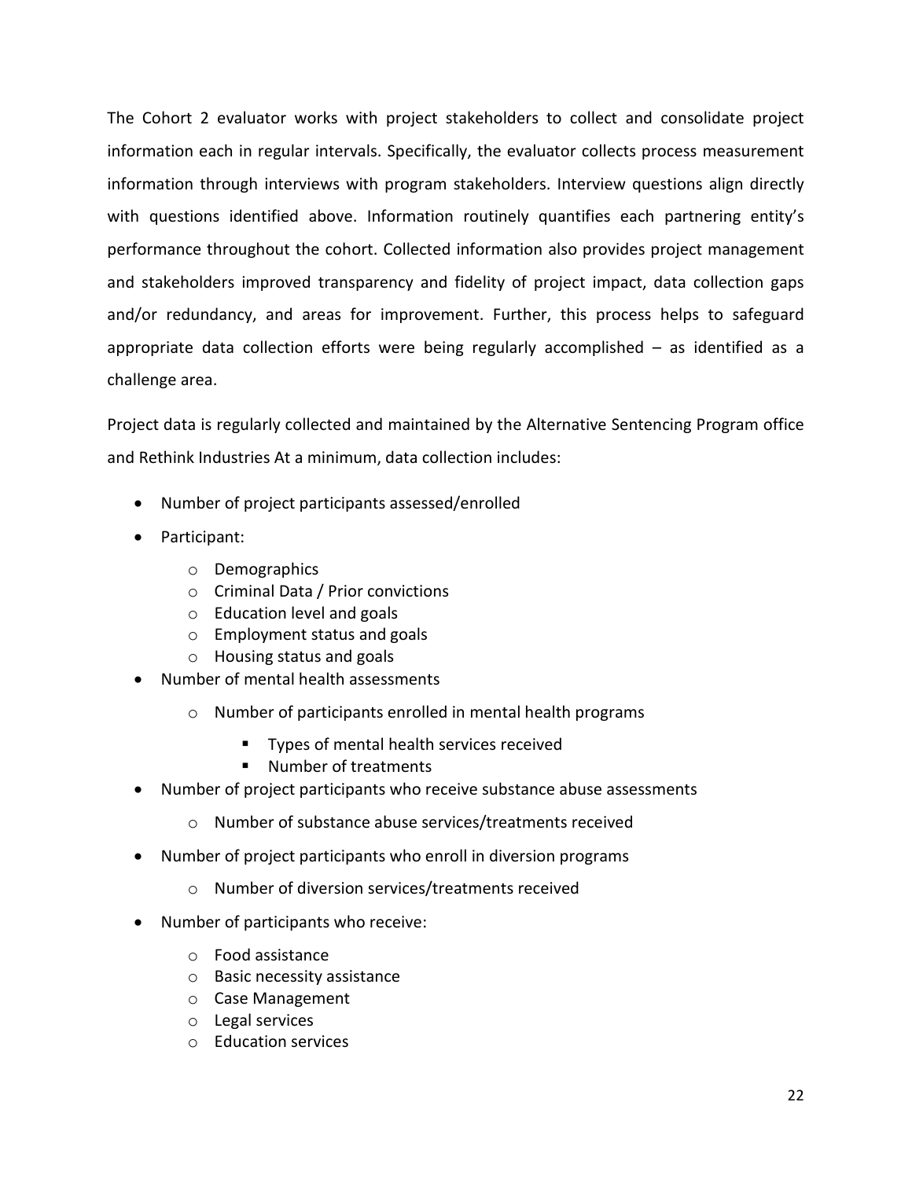The Cohort 2 evaluator works with project stakeholders to collect and consolidate project information each in regular intervals. Specifically, the evaluator collects process measurement information through interviews with program stakeholders. Interview questions align directly with questions identified above. Information routinely quantifies each partnering entity's performance throughout the cohort. Collected information also provides project management and stakeholders improved transparency and fidelity of project impact, data collection gaps and/or redundancy, and areas for improvement. Further, this process helps to safeguard appropriate data collection efforts were being regularly accomplished – as identified as a challenge area.

Project data is regularly collected and maintained by the Alternative Sentencing Program office and Rethink Industries At a minimum, data collection includes:

- Number of project participants assessed/enrolled
- Participant:
  - Demographics
  - Criminal Data / Prior convictions
  - Education level and goals
  - Employment status and goals
  - Housing status and goals
- Number of mental health assessments
  - Number of participants enrolled in mental health programs
    - Types of mental health services received
    - Number of treatments
- Number of project participants who receive substance abuse assessments
  - Number of substance abuse services/treatments received
- Number of project participants who enroll in diversion programs
  - Number of diversion services/treatments received
- Number of participants who receive:
  - Food assistance
  - Basic necessity assistance
  - Case Management
  - Legal services
  - Education services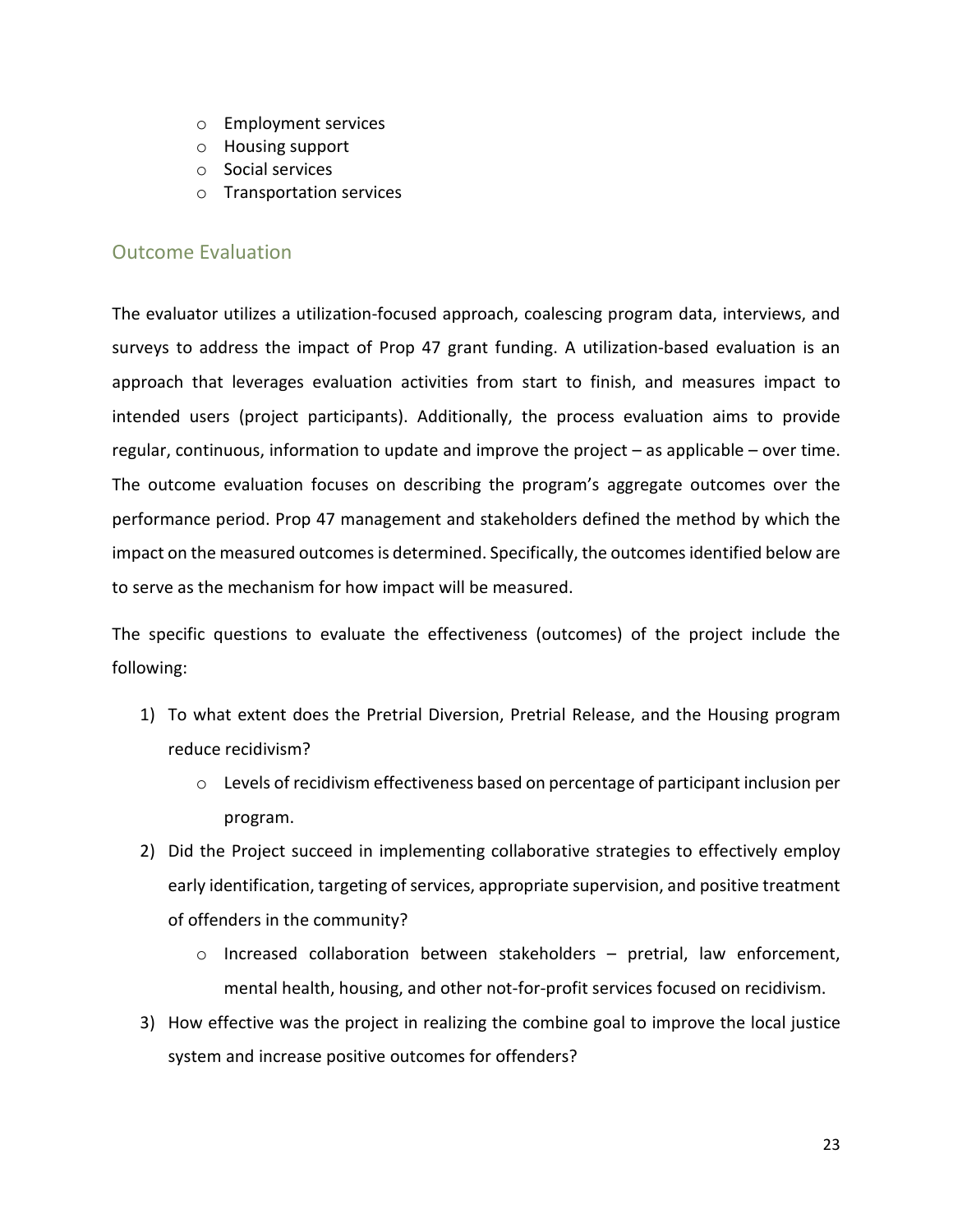- Employment services
- Housing support
- Social services
- Transportation services

## Outcome Evaluation

The evaluator utilizes a utilization-focused approach, coalescing program data, interviews, and surveys to address the impact of Prop 47 grant funding. A utilization-based evaluation is an approach that leverages evaluation activities from start to finish, and measures impact to intended users (project participants). Additionally, the process evaluation aims to provide regular, continuous, information to update and improve the project – as applicable – over time. The outcome evaluation focuses on describing the program's aggregate outcomes over the performance period. Prop 47 management and stakeholders defined the method by which the impact on the measured outcomes is determined. Specifically, the outcomes identified below are to serve as the mechanism for how impact will be measured.

The specific questions to evaluate the effectiveness (outcomes) of the project include the following:

1) To what extent does the Pretrial Diversion, Pretrial Release, and the Housing program reduce recidivism?
    - Levels of recidivism effectiveness based on percentage of participant inclusion per program.
2) Did the Project succeed in implementing collaborative strategies to effectively employ early identification, targeting of services, appropriate supervision, and positive treatment of offenders in the community?
    - Increased collaboration between stakeholders – pretrial, law enforcement, mental health, housing, and other not-for-profit services focused on recidivism.
3) How effective was the project in realizing the combine goal to improve the local justice system and increase positive outcomes for offenders?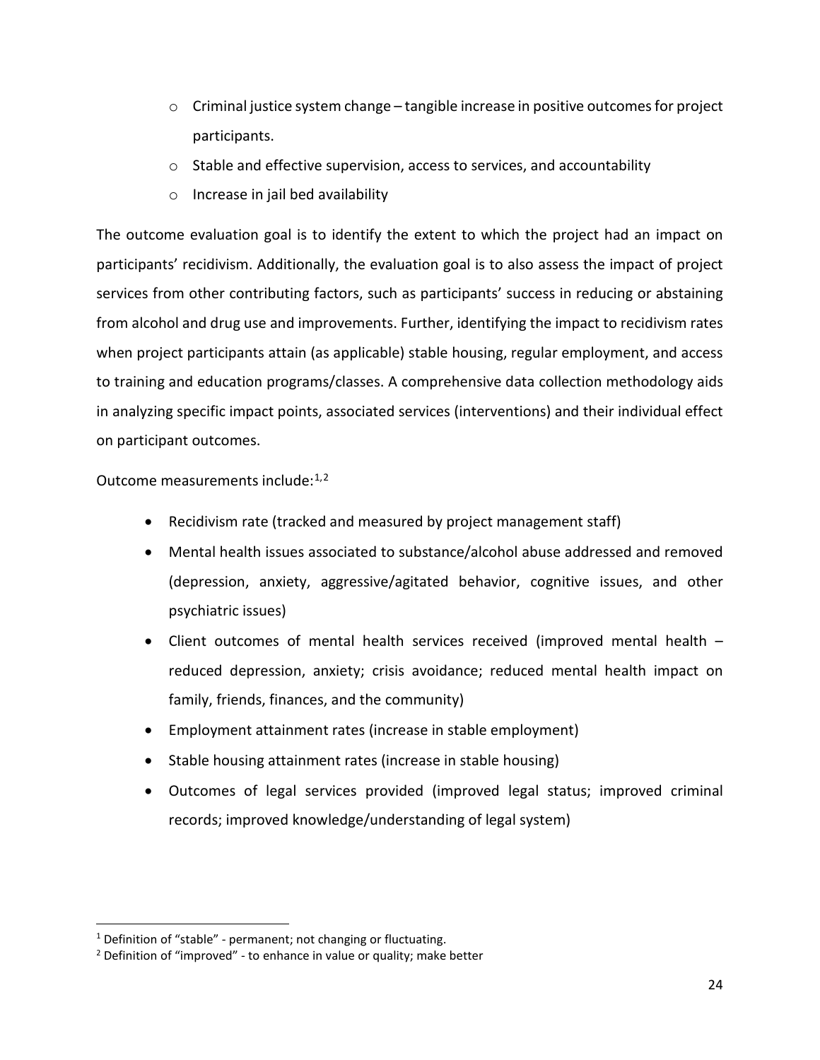- Criminal justice system change – tangible increase in positive outcomes for project participants.
- Stable and effective supervision, access to services, and accountability
- Increase in jail bed availability

The outcome evaluation goal is to identify the extent to which the project had an impact on participants' recidivism. Additionally, the evaluation goal is to also assess the impact of project services from other contributing factors, such as participants' success in reducing or abstaining from alcohol and drug use and improvements. Further, identifying the impact to recidivism rates when project participants attain (as applicable) stable housing, regular employment, and access to training and education programs/classes. A comprehensive data collection methodology aids in analyzing specific impact points, associated services (interventions) and their individual effect on participant outcomes.

Outcome measurements include:[1,2]

- Recidivism rate (tracked and measured by project management staff)
- Mental health issues associated to substance/alcohol abuse addressed and removed (depression, anxiety, aggressive/agitated behavior, cognitive issues, and other psychiatric issues)
- Client outcomes of mental health services received (improved mental health – reduced depression, anxiety; crisis avoidance; reduced mental health impact on family, friends, finances, and the community)
- Employment attainment rates (increase in stable employment)
- Stable housing attainment rates (increase in stable housing)
- Outcomes of legal services provided (improved legal status; improved criminal records; improved knowledge/understanding of legal system)

[1] Definition of "stable" - permanent; not changing or fluctuating.

[2] Definition of "improved" - to enhance in value or quality; make better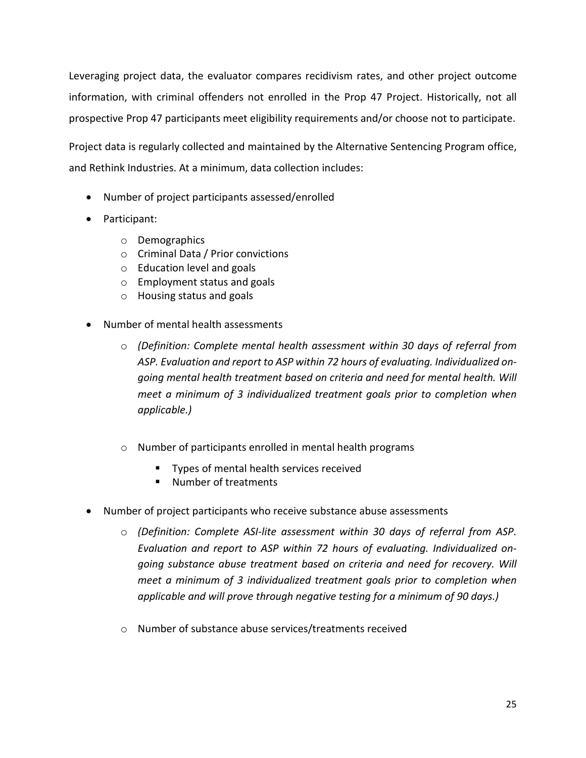Leveraging project data, the evaluator compares recidivism rates, and other project outcome information, with criminal offenders not enrolled in the Prop 47 Project. Historically, not all prospective Prop 47 participants meet eligibility requirements and/or choose not to participate.

Project data is regularly collected and maintained by the Alternative Sentencing Program office, and Rethink Industries. At a minimum, data collection includes:

- Number of project participants assessed/enrolled
- Participant:
  - Demographics
  - Criminal Data / Prior convictions
  - Education level and goals
  - Employment status and goals
  - Housing status and goals
- Number of mental health assessments
  - *(Definition: Complete mental health assessment within 30 days of referral from ASP. Evaluation and report to ASP within 72 hours of evaluating. Individualized on-going mental health treatment based on criteria and need for mental health. Will meet a minimum of 3 individualized treatment goals prior to completion when applicable.)*
  - Number of participants enrolled in mental health programs
    - Types of mental health services received
    - Number of treatments
- Number of project participants who receive substance abuse assessments
  - *(Definition: Complete ASI-lite assessment within 30 days of referral from ASP. Evaluation and report to ASP within 72 hours of evaluating. Individualized on-going substance abuse treatment based on criteria and need for recovery. Will meet a minimum of 3 individualized treatment goals prior to completion when applicable and will prove through negative testing for a minimum of 90 days.)*
  - Number of substance abuse services/treatments received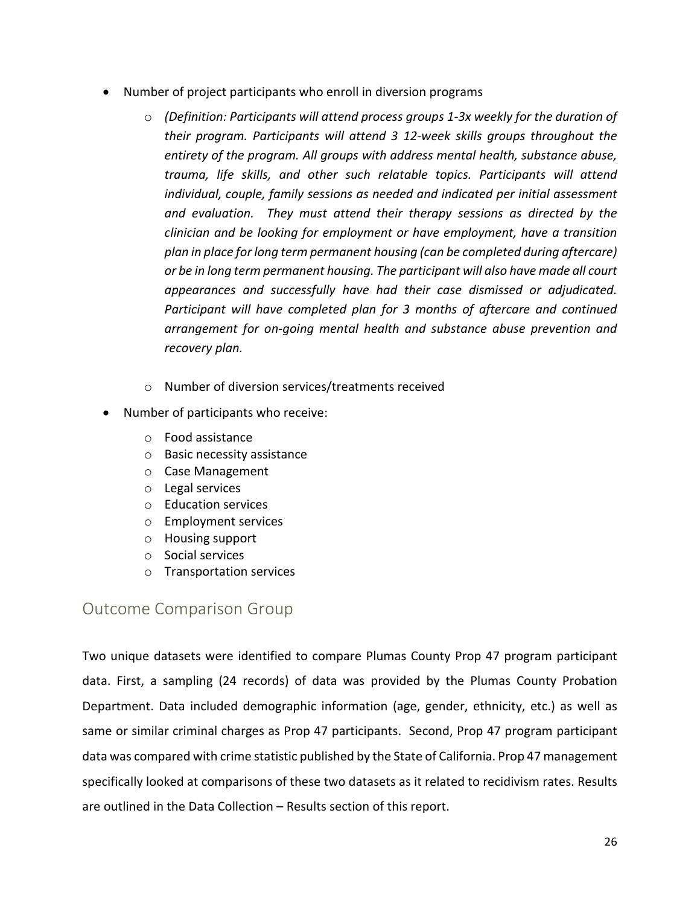- Number of project participants who enroll in diversion programs
    - *(Definition: Participants will attend process groups 1-3x weekly for the duration of their program. Participants will attend 3 12-week skills groups throughout the entirety of the program. All groups with address mental health, substance abuse, trauma, life skills, and other such relatable topics. Participants will attend individual, couple, family sessions as needed and indicated per initial assessment and evaluation. They must attend their therapy sessions as directed by the clinician and be looking for employment or have employment, have a transition plan in place for long term permanent housing (can be completed during aftercare) or be in long term permanent housing. The participant will also have made all court appearances and successfully have had their case dismissed or adjudicated. Participant will have completed plan for 3 months of aftercare and continued arrangement for on-going mental health and substance abuse prevention and recovery plan.*
    - Number of diversion services/treatments received
- Number of participants who receive:
    - Food assistance
    - Basic necessity assistance
    - Case Management
    - Legal services
    - Education services
    - Employment services
    - Housing support
    - Social services
    - Transportation services

## Outcome Comparison Group

Two unique datasets were identified to compare Plumas County Prop 47 program participant data. First, a sampling (24 records) of data was provided by the Plumas County Probation Department. Data included demographic information (age, gender, ethnicity, etc.) as well as same or similar criminal charges as Prop 47 participants. Second, Prop 47 program participant data was compared with crime statistic published by the State of California. Prop 47 management specifically looked at comparisons of these two datasets as it related to recidivism rates. Results are outlined in the Data Collection – Results section of this report.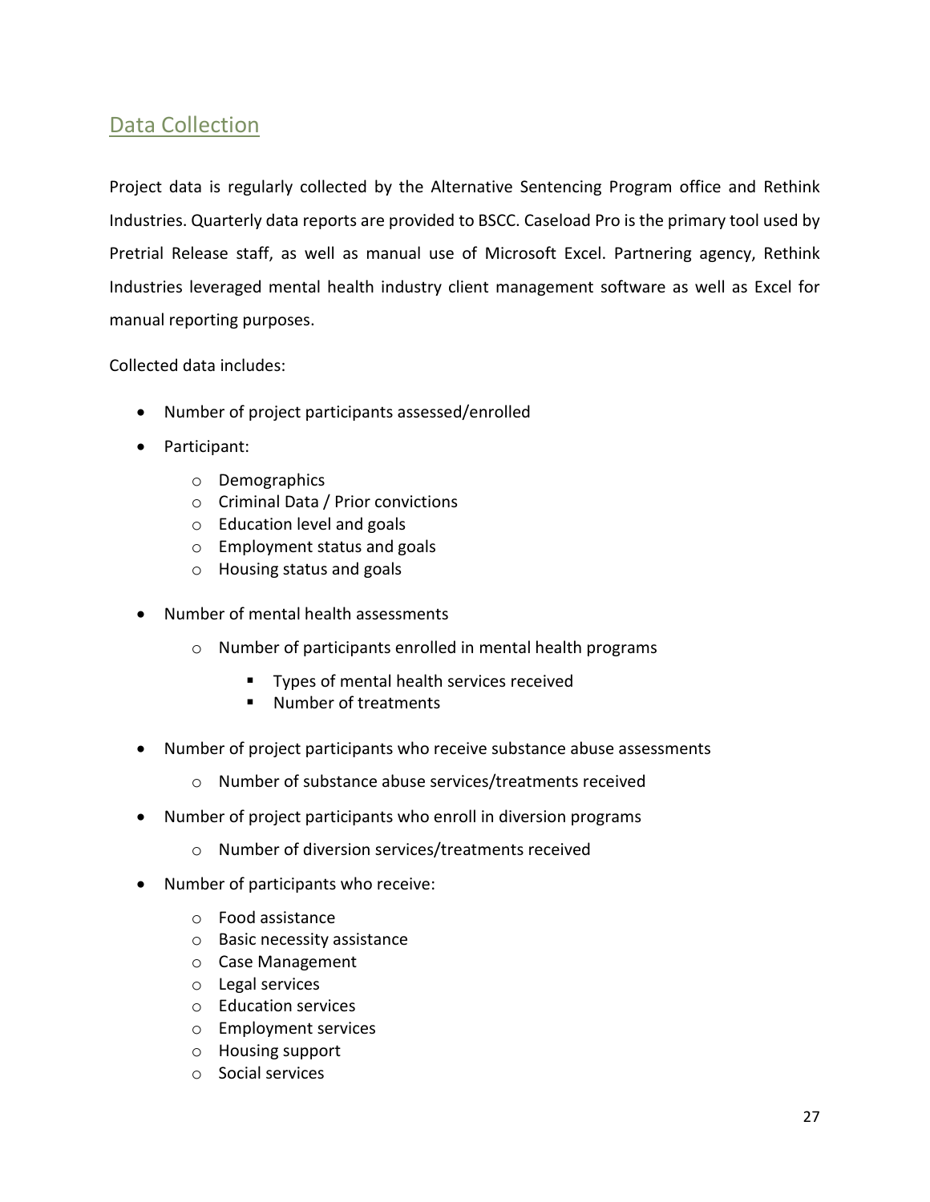## Data Collection

Project data is regularly collected by the Alternative Sentencing Program office and Rethink Industries. Quarterly data reports are provided to BSCC. Caseload Pro is the primary tool used by Pretrial Release staff, as well as manual use of Microsoft Excel. Partnering agency, Rethink Industries leveraged mental health industry client management software as well as Excel for manual reporting purposes.

Collected data includes:

- Number of project participants assessed/enrolled
- Participant:
  - Demographics
  - Criminal Data / Prior convictions
  - Education level and goals
  - Employment status and goals
  - Housing status and goals
- Number of mental health assessments
  - Number of participants enrolled in mental health programs
    - Types of mental health services received
    - Number of treatments
- Number of project participants who receive substance abuse assessments
  - Number of substance abuse services/treatments received
- Number of project participants who enroll in diversion programs
  - Number of diversion services/treatments received
- Number of participants who receive:
  - Food assistance
  - Basic necessity assistance
  - Case Management
  - Legal services
  - Education services
  - Employment services
  - Housing support
  - Social services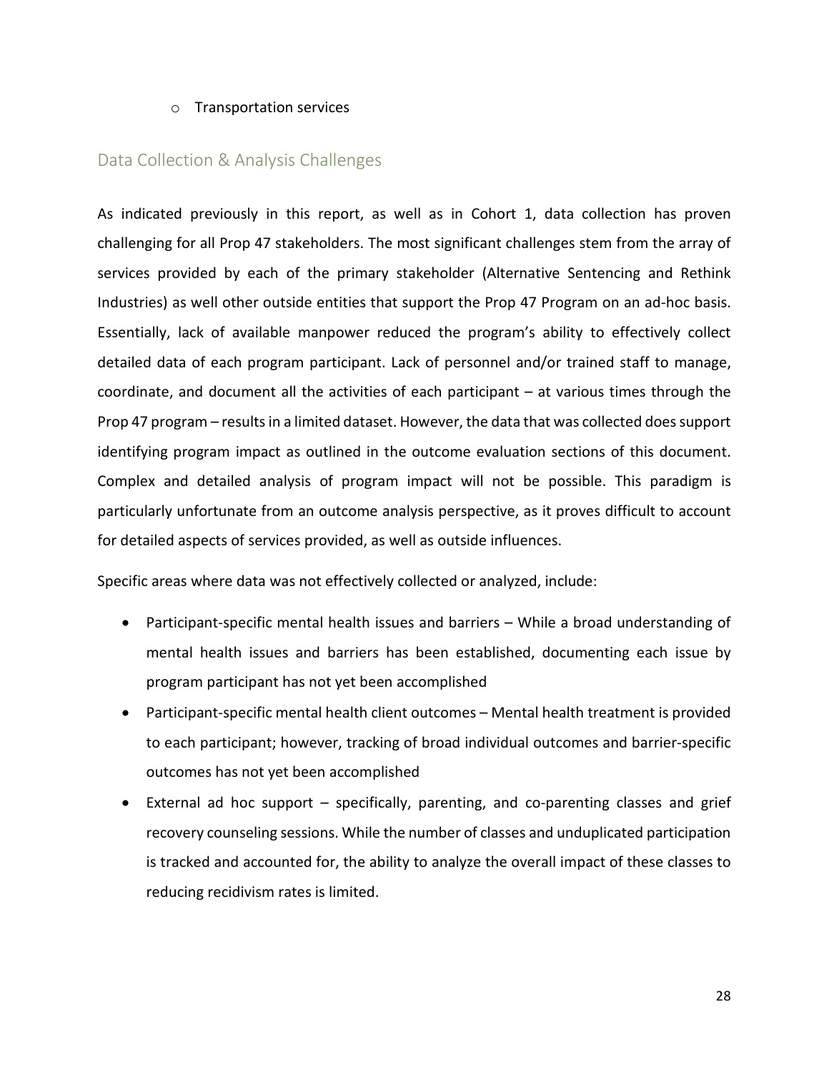- Transportation services

## Data Collection & Analysis Challenges

As indicated previously in this report, as well as in Cohort 1, data collection has proven challenging for all Prop 47 stakeholders. The most significant challenges stem from the array of services provided by each of the primary stakeholder (Alternative Sentencing and Rethink Industries) as well other outside entities that support the Prop 47 Program on an ad-hoc basis. Essentially, lack of available manpower reduced the program's ability to effectively collect detailed data of each program participant. Lack of personnel and/or trained staff to manage, coordinate, and document all the activities of each participant – at various times through the Prop 47 program – results in a limited dataset. However, the data that was collected does support identifying program impact as outlined in the outcome evaluation sections of this document. Complex and detailed analysis of program impact will not be possible. This paradigm is particularly unfortunate from an outcome analysis perspective, as it proves difficult to account for detailed aspects of services provided, as well as outside influences.

Specific areas where data was not effectively collected or analyzed, include:

- Participant-specific mental health issues and barriers – While a broad understanding of mental health issues and barriers has been established, documenting each issue by program participant has not yet been accomplished
- Participant-specific mental health client outcomes – Mental health treatment is provided to each participant; however, tracking of broad individual outcomes and barrier-specific outcomes has not yet been accomplished
- External ad hoc support – specifically, parenting, and co-parenting classes and grief recovery counseling sessions. While the number of classes and unduplicated participation is tracked and accounted for, the ability to analyze the overall impact of these classes to reducing recidivism rates is limited.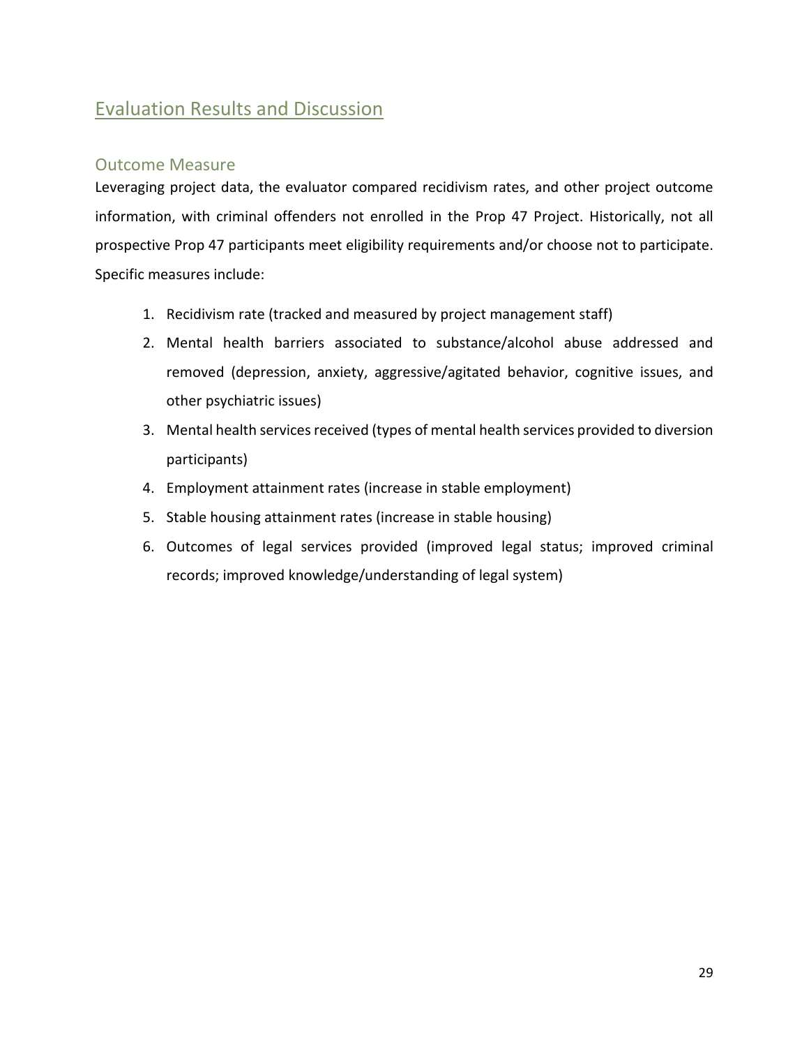## Evaluation Results and Discussion

### Outcome Measure

Leveraging project data, the evaluator compared recidivism rates, and other project outcome information, with criminal offenders not enrolled in the Prop 47 Project. Historically, not all prospective Prop 47 participants meet eligibility requirements and/or choose not to participate. Specific measures include:

1. Recidivism rate (tracked and measured by project management staff)
2. Mental health barriers associated to substance/alcohol abuse addressed and removed (depression, anxiety, aggressive/agitated behavior, cognitive issues, and other psychiatric issues)
3. Mental health services received (types of mental health services provided to diversion participants)
4. Employment attainment rates (increase in stable employment)
5. Stable housing attainment rates (increase in stable housing)
6. Outcomes of legal services provided (improved legal status; improved criminal records; improved knowledge/understanding of legal system)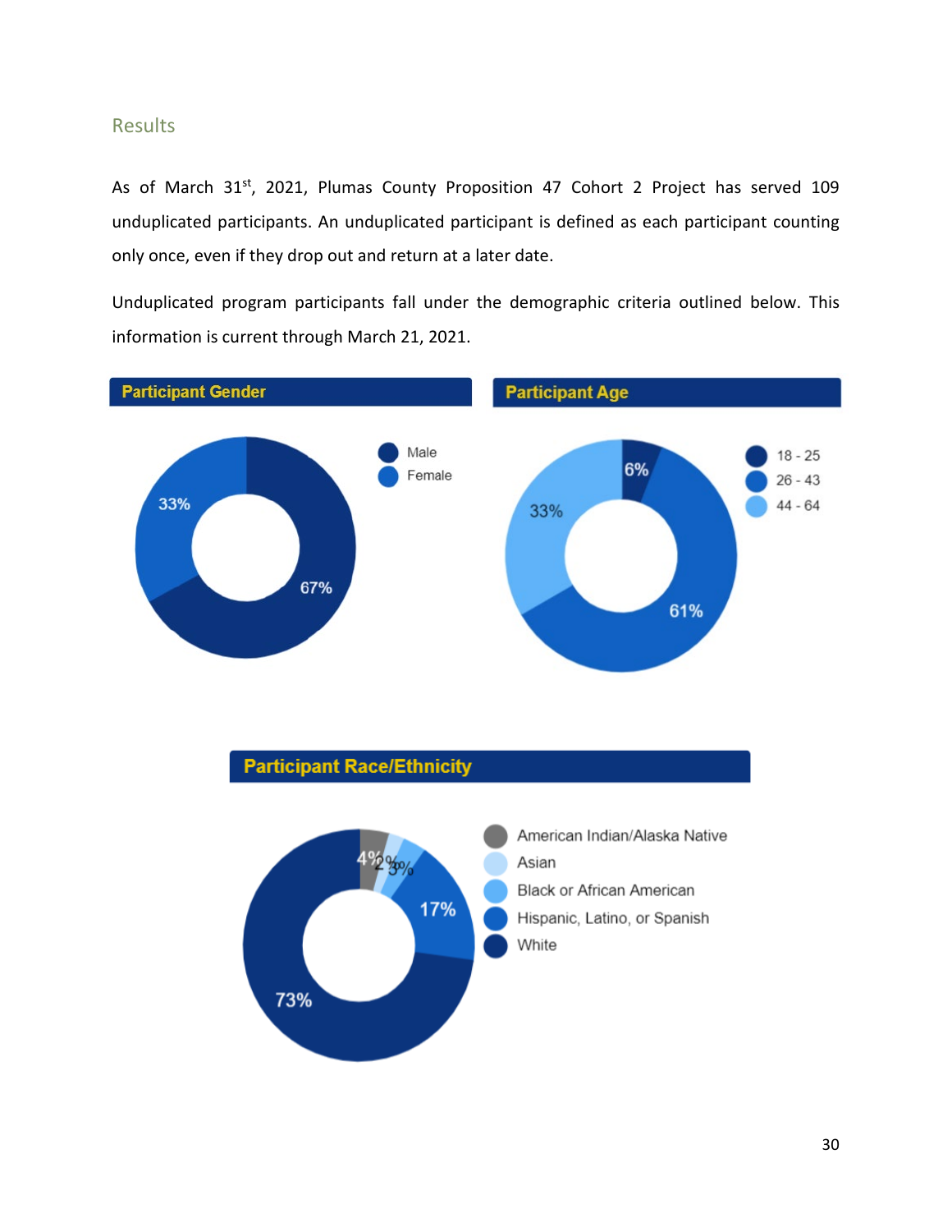## Results

As of March 31st, 2021, Plumas County Proposition 47 Cohort 2 Project has served 109 unduplicated participants. An unduplicated participant is defined as each participant counting only once, even if they drop out and return at a later date.

Unduplicated program participants fall under the demographic criteria outlined below. This information is current through March 21, 2021.

**Participant Gender**

| Gender | Percent |
| --- | --- |
| Male | 67% |
| Female | 33% |

**Participant Age**

| Age | Percent |
| --- | --- |
| 18 - 25 | 6% |
| 26 - 43 | 61% |
| 44 - 64 | 33% |

**Participant Race/Ethnicity**

| Race/Ethnicity | Percent |
| --- | --- |
| American Indian/Alaska Native | 4% |
| Asian | 2% |
| Black or African American | 3% |
| Hispanic, Latino, or Spanish | 17% |
| White | 73% |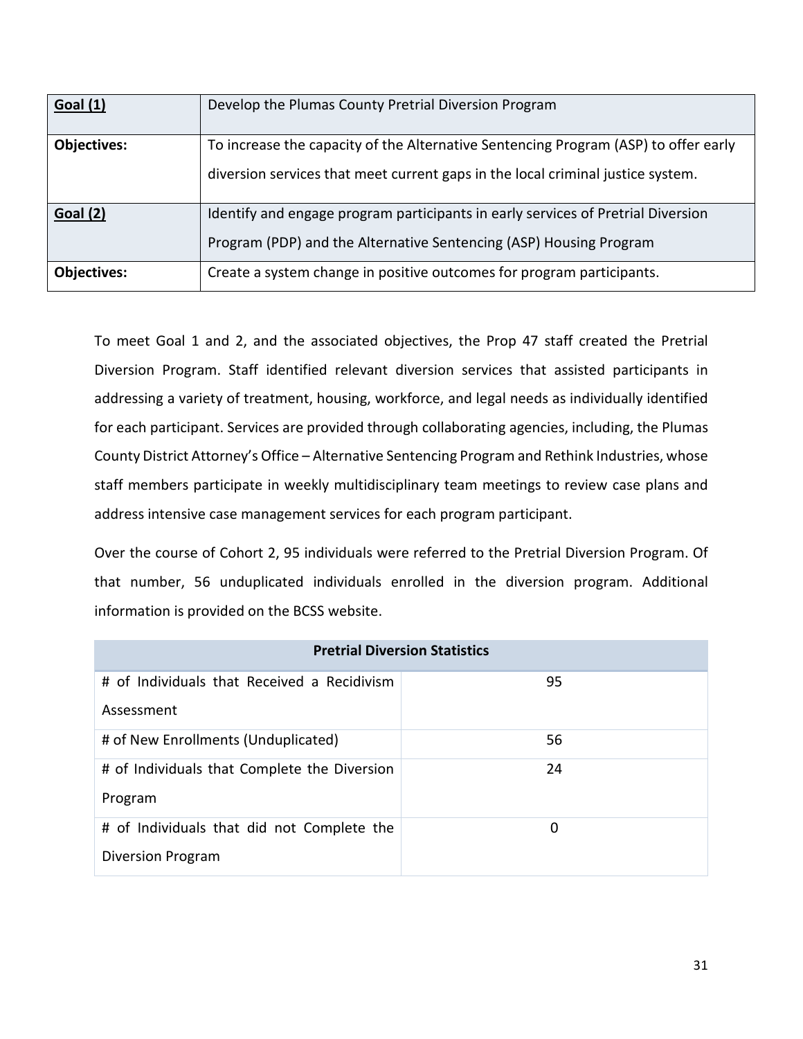| | |
|---|---|
| **Goal (1)** | Develop the Plumas County Pretrial Diversion Program |
| **Objectives:** | To increase the capacity of the Alternative Sentencing Program (ASP) to offer early diversion services that meet current gaps in the local criminal justice system. |
| **Goal (2)** | Identify and engage program participants in early services of Pretrial Diversion Program (PDP) and the Alternative Sentencing (ASP) Housing Program |
| **Objectives:** | Create a system change in positive outcomes for program participants. |

To meet Goal 1 and 2, and the associated objectives, the Prop 47 staff created the Pretrial Diversion Program. Staff identified relevant diversion services that assisted participants in addressing a variety of treatment, housing, workforce, and legal needs as individually identified for each participant. Services are provided through collaborating agencies, including, the Plumas County District Attorney's Office – Alternative Sentencing Program and Rethink Industries, whose staff members participate in weekly multidisciplinary team meetings to review case plans and address intensive case management services for each program participant.

Over the course of Cohort 2, 95 individuals were referred to the Pretrial Diversion Program. Of that number, 56 unduplicated individuals enrolled in the diversion program. Additional information is provided on the BCSS website.

| **Pretrial Diversion Statistics** | |
|---|---|
| # of Individuals that Received a Recidivism Assessment | 95 |
| # of New Enrollments (Unduplicated) | 56 |
| # of Individuals that Complete the Diversion Program | 24 |
| # of Individuals that did not Complete the Diversion Program | 0 |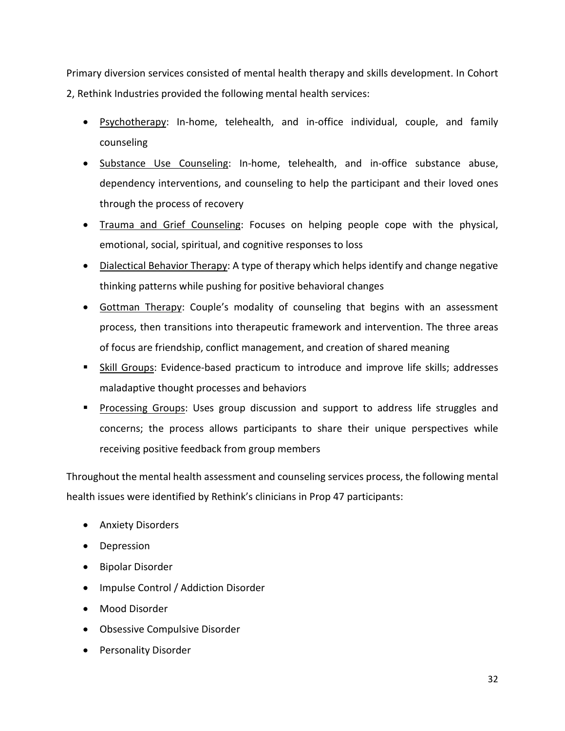Primary diversion services consisted of mental health therapy and skills development. In Cohort 2, Rethink Industries provided the following mental health services:

- Psychotherapy: In-home, telehealth, and in-office individual, couple, and family counseling
- Substance Use Counseling: In-home, telehealth, and in-office substance abuse, dependency interventions, and counseling to help the participant and their loved ones through the process of recovery
- Trauma and Grief Counseling: Focuses on helping people cope with the physical, emotional, social, spiritual, and cognitive responses to loss
- Dialectical Behavior Therapy: A type of therapy which helps identify and change negative thinking patterns while pushing for positive behavioral changes
- Gottman Therapy: Couple's modality of counseling that begins with an assessment process, then transitions into therapeutic framework and intervention. The three areas of focus are friendship, conflict management, and creation of shared meaning
    - Skill Groups: Evidence-based practicum to introduce and improve life skills; addresses maladaptive thought processes and behaviors
    - Processing Groups: Uses group discussion and support to address life struggles and concerns; the process allows participants to share their unique perspectives while receiving positive feedback from group members

Throughout the mental health assessment and counseling services process, the following mental health issues were identified by Rethink's clinicians in Prop 47 participants:

- Anxiety Disorders
- Depression
- Bipolar Disorder
- Impulse Control / Addiction Disorder
- Mood Disorder
- Obsessive Compulsive Disorder
- Personality Disorder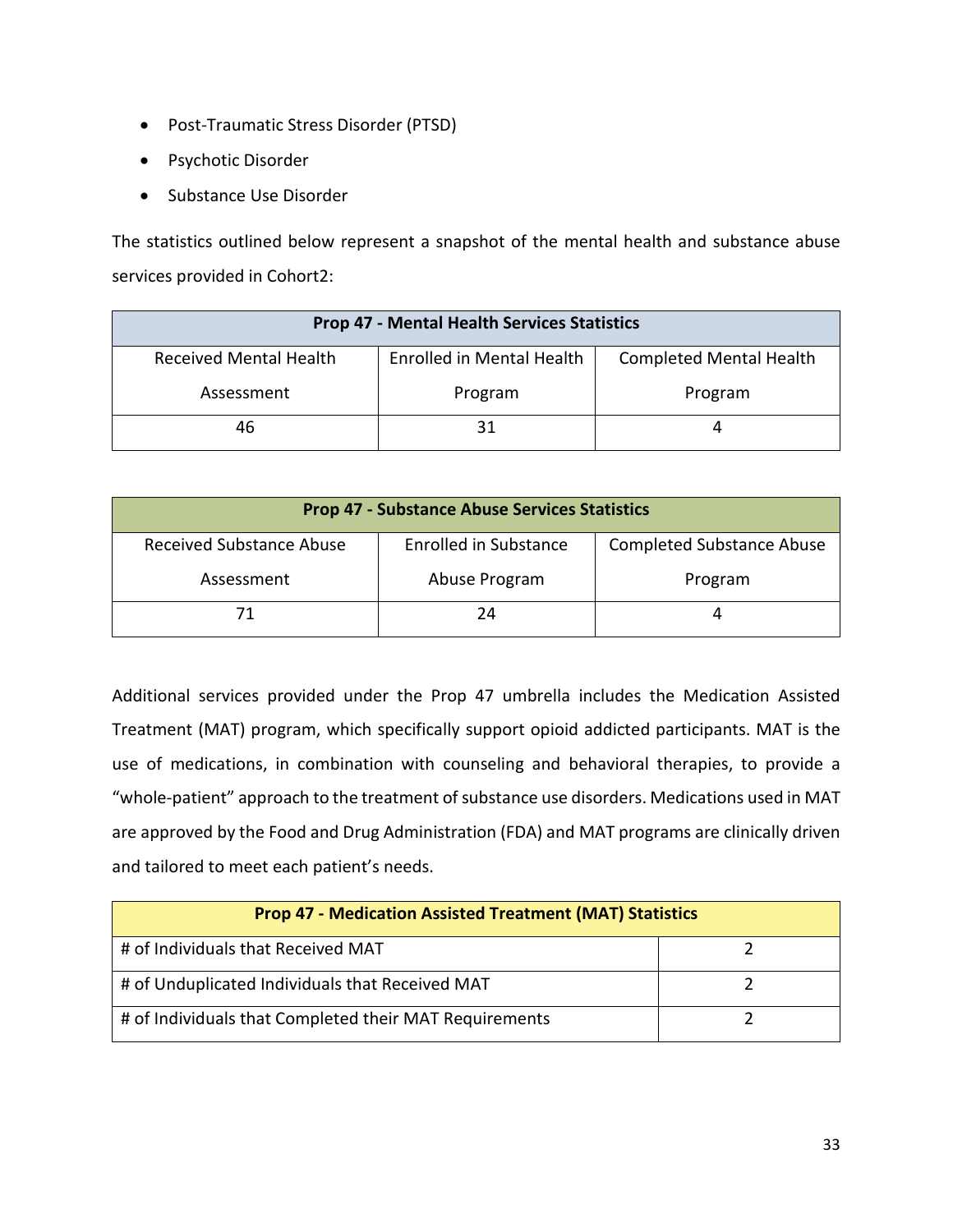- Post-Traumatic Stress Disorder (PTSD)
- Psychotic Disorder
- Substance Use Disorder

The statistics outlined below represent a snapshot of the mental health and substance abuse services provided in Cohort2:

| Prop 47 - Mental Health Services Statistics | | |
|---|---|---|
| Received Mental Health Assessment | Enrolled in Mental Health Program | Completed Mental Health Program |
| 46 | 31 | 4 |

| Prop 47 - Substance Abuse Services Statistics | | |
|---|---|---|
| Received Substance Abuse Assessment | Enrolled in Substance Abuse Program | Completed Substance Abuse Program |
| 71 | 24 | 4 |

Additional services provided under the Prop 47 umbrella includes the Medication Assisted Treatment (MAT) program, which specifically support opioid addicted participants. MAT is the use of medications, in combination with counseling and behavioral therapies, to provide a "whole-patient" approach to the treatment of substance use disorders. Medications used in MAT are approved by the Food and Drug Administration (FDA) and MAT programs are clinically driven and tailored to meet each patient's needs.

| Prop 47 - Medication Assisted Treatment (MAT) Statistics | |
|---|---|
| # of Individuals that Received MAT | 2 |
| # of Unduplicated Individuals that Received MAT | 2 |
| # of Individuals that Completed their MAT Requirements | 2 |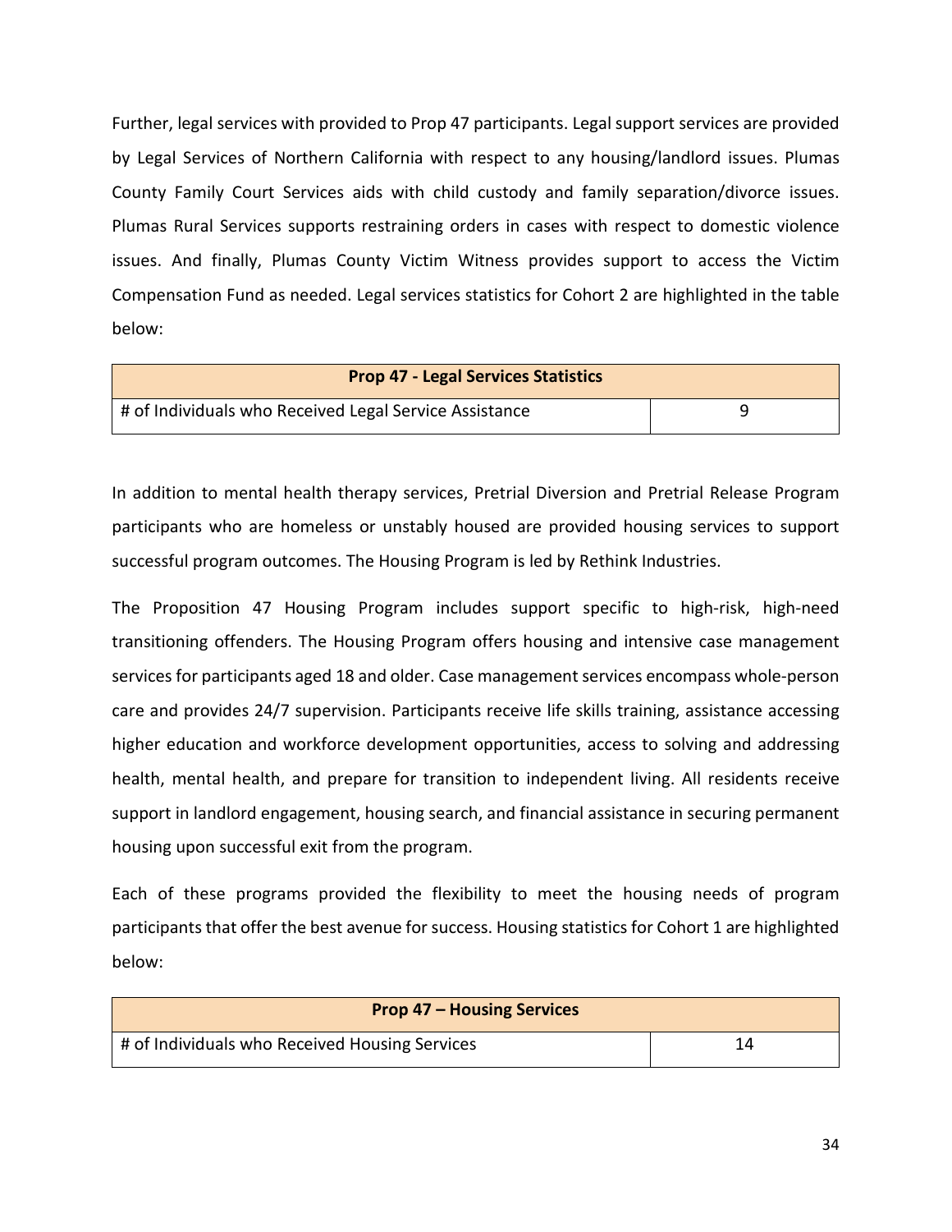Further, legal services with provided to Prop 47 participants. Legal support services are provided by Legal Services of Northern California with respect to any housing/landlord issues. Plumas County Family Court Services aids with child custody and family separation/divorce issues. Plumas Rural Services supports restraining orders in cases with respect to domestic violence issues. And finally, Plumas County Victim Witness provides support to access the Victim Compensation Fund as needed. Legal services statistics for Cohort 2 are highlighted in the table below:

| **Prop 47 - Legal Services Statistics** | |
|---|---|
| # of Individuals who Received Legal Service Assistance | 9 |

In addition to mental health therapy services, Pretrial Diversion and Pretrial Release Program participants who are homeless or unstably housed are provided housing services to support successful program outcomes. The Housing Program is led by Rethink Industries.

The Proposition 47 Housing Program includes support specific to high-risk, high-need transitioning offenders. The Housing Program offers housing and intensive case management services for participants aged 18 and older. Case management services encompass whole-person care and provides 24/7 supervision. Participants receive life skills training, assistance accessing higher education and workforce development opportunities, access to solving and addressing health, mental health, and prepare for transition to independent living. All residents receive support in landlord engagement, housing search, and financial assistance in securing permanent housing upon successful exit from the program.

Each of these programs provided the flexibility to meet the housing needs of program participants that offer the best avenue for success. Housing statistics for Cohort 1 are highlighted below:

| **Prop 47 – Housing Services** | |
|---|---|
| # of Individuals who Received Housing Services | 14 |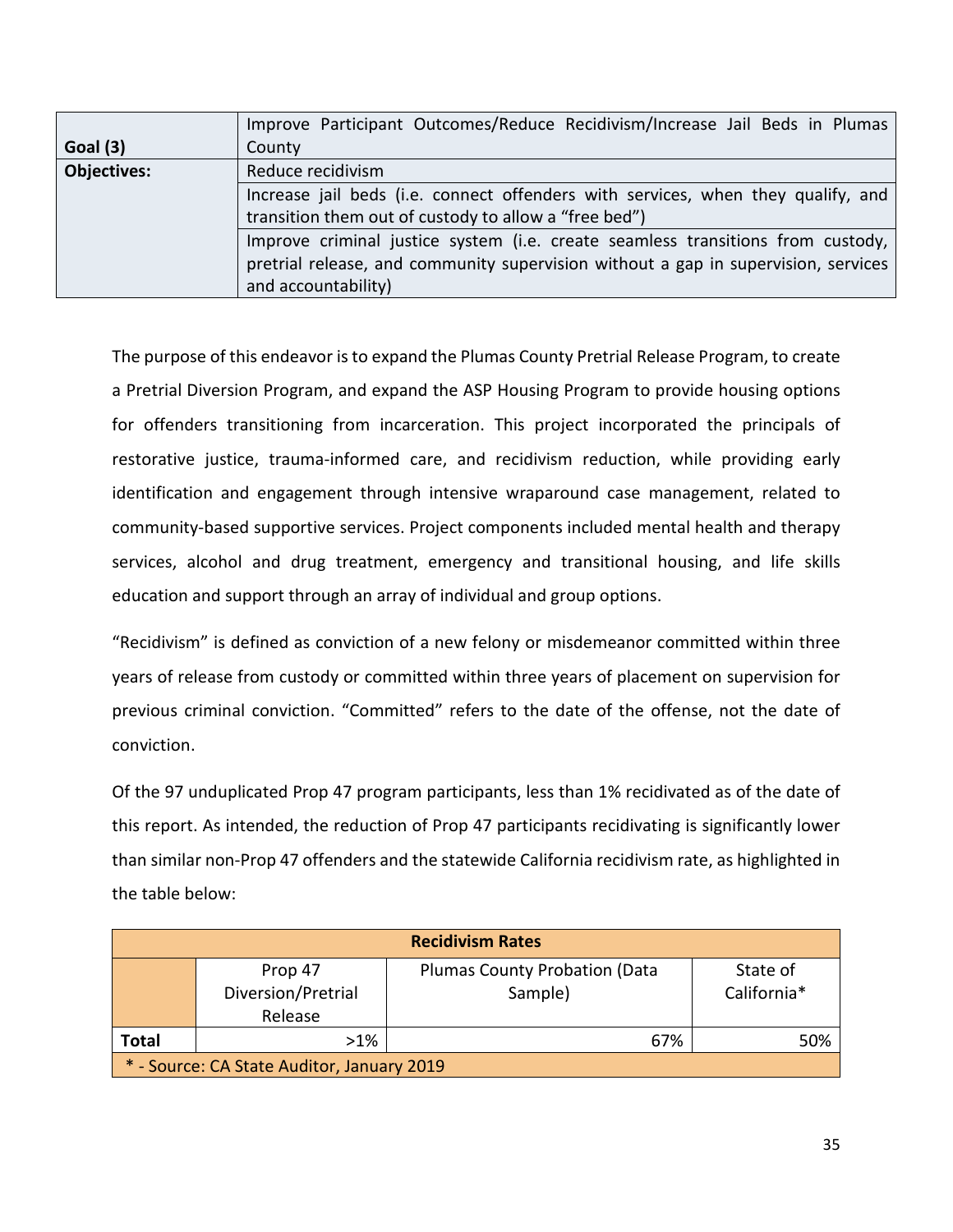| | |
|---|---|
| **Goal (3)** | Improve Participant Outcomes/Reduce Recidivism/Increase Jail Beds in Plumas County |
| **Objectives:** | Reduce recidivism |
| | Increase jail beds (i.e. connect offenders with services, when they qualify, and transition them out of custody to allow a "free bed") |
| | Improve criminal justice system (i.e. create seamless transitions from custody, pretrial release, and community supervision without a gap in supervision, services and accountability) |

The purpose of this endeavor is to expand the Plumas County Pretrial Release Program, to create a Pretrial Diversion Program, and expand the ASP Housing Program to provide housing options for offenders transitioning from incarceration. This project incorporated the principals of restorative justice, trauma-informed care, and recidivism reduction, while providing early identification and engagement through intensive wraparound case management, related to community-based supportive services. Project components included mental health and therapy services, alcohol and drug treatment, emergency and transitional housing, and life skills education and support through an array of individual and group options.

"Recidivism" is defined as conviction of a new felony or misdemeanor committed within three years of release from custody or committed within three years of placement on supervision for previous criminal conviction. "Committed" refers to the date of the offense, not the date of conviction.

Of the 97 unduplicated Prop 47 program participants, less than 1% recidivated as of the date of this report. As intended, the reduction of Prop 47 participants recidivating is significantly lower than similar non-Prop 47 offenders and the statewide California recidivism rate, as highlighted in the table below:

| Recidivism Rates | | | |
|---|---|---|---|
| | Prop 47 Diversion/Pretrial Release | Plumas County Probation (Data Sample) | State of California* |
| **Total** | >1% | 67% | 50% |
| * - Source: CA State Auditor, January 2019 | | | |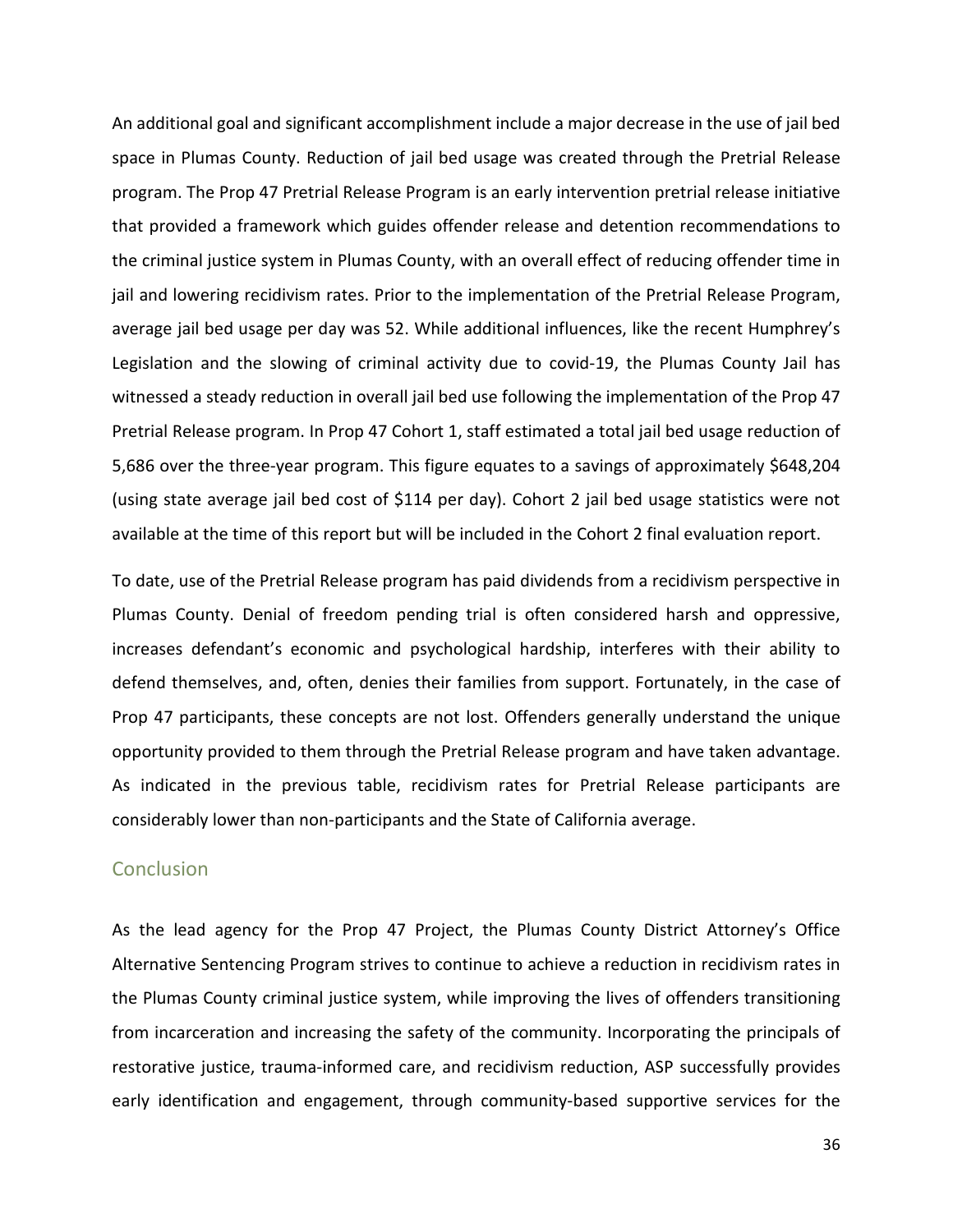An additional goal and significant accomplishment include a major decrease in the use of jail bed space in Plumas County. Reduction of jail bed usage was created through the Pretrial Release program. The Prop 47 Pretrial Release Program is an early intervention pretrial release initiative that provided a framework which guides offender release and detention recommendations to the criminal justice system in Plumas County, with an overall effect of reducing offender time in jail and lowering recidivism rates. Prior to the implementation of the Pretrial Release Program, average jail bed usage per day was 52. While additional influences, like the recent Humphrey's Legislation and the slowing of criminal activity due to covid-19, the Plumas County Jail has witnessed a steady reduction in overall jail bed use following the implementation of the Prop 47 Pretrial Release program. In Prop 47 Cohort 1, staff estimated a total jail bed usage reduction of 5,686 over the three-year program. This figure equates to a savings of approximately $648,204 (using state average jail bed cost of $114 per day). Cohort 2 jail bed usage statistics were not available at the time of this report but will be included in the Cohort 2 final evaluation report.

To date, use of the Pretrial Release program has paid dividends from a recidivism perspective in Plumas County. Denial of freedom pending trial is often considered harsh and oppressive, increases defendant's economic and psychological hardship, interferes with their ability to defend themselves, and, often, denies their families from support. Fortunately, in the case of Prop 47 participants, these concepts are not lost. Offenders generally understand the unique opportunity provided to them through the Pretrial Release program and have taken advantage. As indicated in the previous table, recidivism rates for Pretrial Release participants are considerably lower than non-participants and the State of California average.

## Conclusion

As the lead agency for the Prop 47 Project, the Plumas County District Attorney's Office Alternative Sentencing Program strives to continue to achieve a reduction in recidivism rates in the Plumas County criminal justice system, while improving the lives of offenders transitioning from incarceration and increasing the safety of the community. Incorporating the principals of restorative justice, trauma-informed care, and recidivism reduction, ASP successfully provides early identification and engagement, through community-based supportive services for the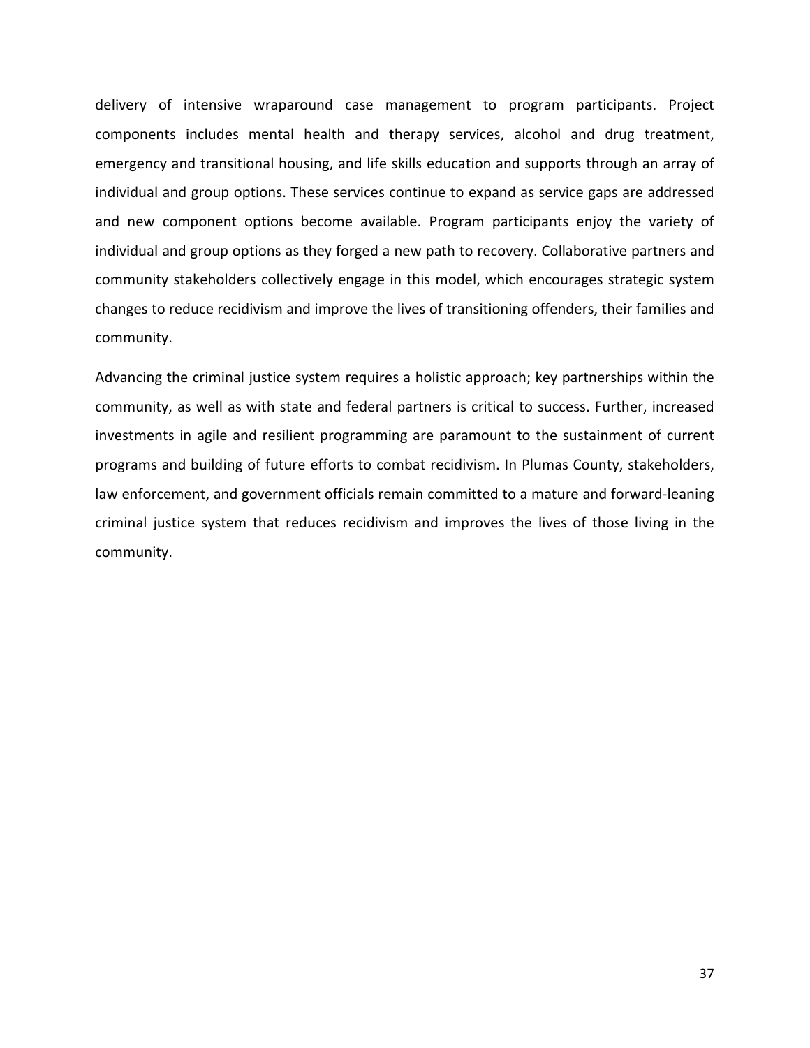delivery of intensive wraparound case management to program participants. Project components includes mental health and therapy services, alcohol and drug treatment, emergency and transitional housing, and life skills education and supports through an array of individual and group options. These services continue to expand as service gaps are addressed and new component options become available. Program participants enjoy the variety of individual and group options as they forged a new path to recovery. Collaborative partners and community stakeholders collectively engage in this model, which encourages strategic system changes to reduce recidivism and improve the lives of transitioning offenders, their families and community.

Advancing the criminal justice system requires a holistic approach; key partnerships within the community, as well as with state and federal partners is critical to success. Further, increased investments in agile and resilient programming are paramount to the sustainment of current programs and building of future efforts to combat recidivism. In Plumas County, stakeholders, law enforcement, and government officials remain committed to a mature and forward-leaning criminal justice system that reduces recidivism and improves the lives of those living in the community.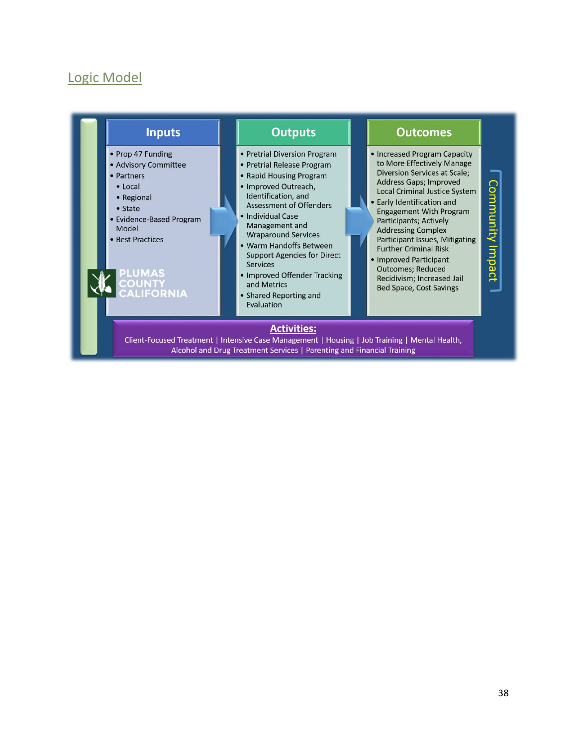## Logic Model

**Inputs**

- Prop 47 Funding
- Advisory Committee
- Partners
  - Local
  - Regional
  - State
- Evidence-Based Program Model
- Best Practices

PLUMAS COUNTY CALIFORNIA

**Outputs**

- Pretrial Diversion Program
- Pretrial Release Program
- Rapid Housing Program
- Improved Outreach, Identification, and Assessment of Offenders
- Individual Case Management and Wraparound Services
- Warm Handoffs Between Support Agencies for Direct Services
- Improved Offender Tracking and Metrics
- Shared Reporting and Evaluation

**Outcomes**

- Increased Program Capacity to More Effectively Manage Diversion Services at Scale; Address Gaps; Improved Local Criminal Justice System
- Early Identification and Engagement With Program Participants; Actively Addressing Complex Participant Issues, Mitigating Further Criminal Risk
- Improved Participant Outcomes; Reduced Recidivism; Increased Jail Bed Space, Cost Savings

Community Impact

**Activities:**

Client-Focused Treatment | Intensive Case Management | Housing | Job Training | Mental Health, Alcohol and Drug Treatment Services | Parenting and Financial Training